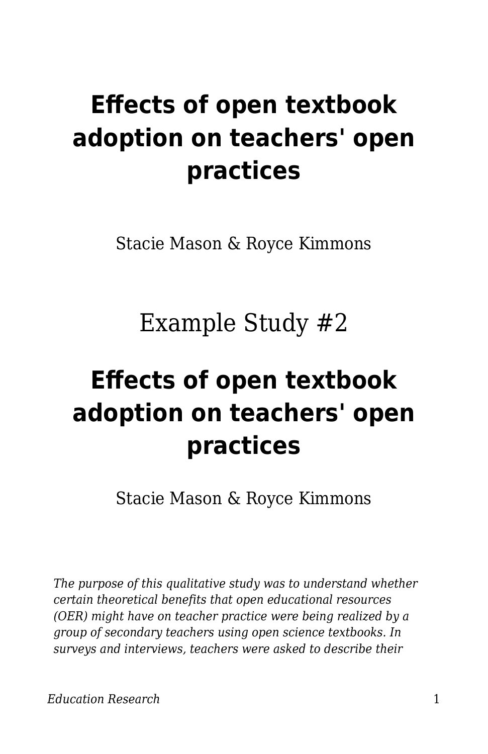# Effects of open textbook adoption on teachers' open practices

Stacie Mason & Royce Kimmons

Example Study #2

# Effects of open textbook adoption on teachers' open practices

Stacie Mason & Royce Kimmons

*The purpose of this qualitative study was to understand whether certain theoretical benefits that open educational resources (OER) might have on teacher practice were being realized by a group of secondary teachers using open science textbooks. In surveys and interviews, teachers were asked to describe their*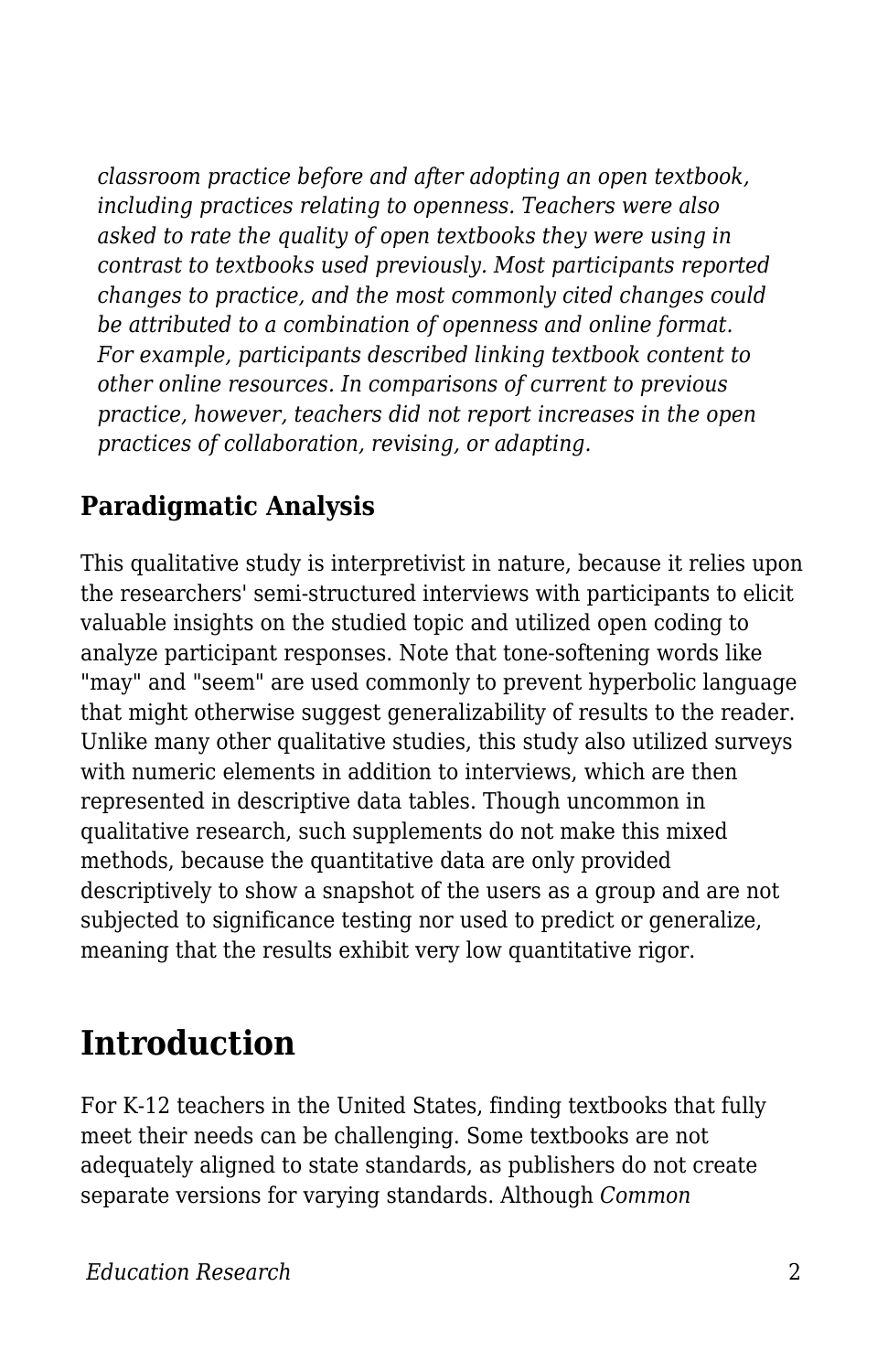*classroom practice before and after adopting an open textbook, including practices relating to openness. Teachers were also asked to rate the quality of open textbooks they were using in contrast to textbooks used previously. Most participants reported changes to practice, and the most commonly cited changes could be attributed to a combination of openness and online format. For example, participants described linking textbook content to other online resources. In comparisons of current to previous practice, however, teachers did not report increases in the open practices of collaboration, revising, or adapting.*

### Paradigmatic Analysis

This qualitative study is interpretivist in nature, because it relies upon the researchers' semi-structured interviews with participants to elicit valuable insights on the studied topic and utilized open coding to analyze participant responses. Note that tone-softening words like "may" and "seem" are used commonly to prevent hyperbolic language that might otherwise suggest generalizability of results to the reader. Unlike many other qualitative studies, this study also utilized surveys with numeric elements in addition to interviews, which are then represented in descriptive data tables. Though uncommon in qualitative research, such supplements do not make this mixed methods, because the quantitative data are only provided descriptively to show a snapshot of the users as a group and are not subjected to significance testing nor used to predict or generalize, meaning that the results exhibit very low quantitative rigor.

## Introduction

For K-12 teachers in the United States, finding textbooks that fully meet their needs can be challenging. Some textbooks are not adequately aligned to state standards, as publishers do not create separate versions for varying standards. Although *Common*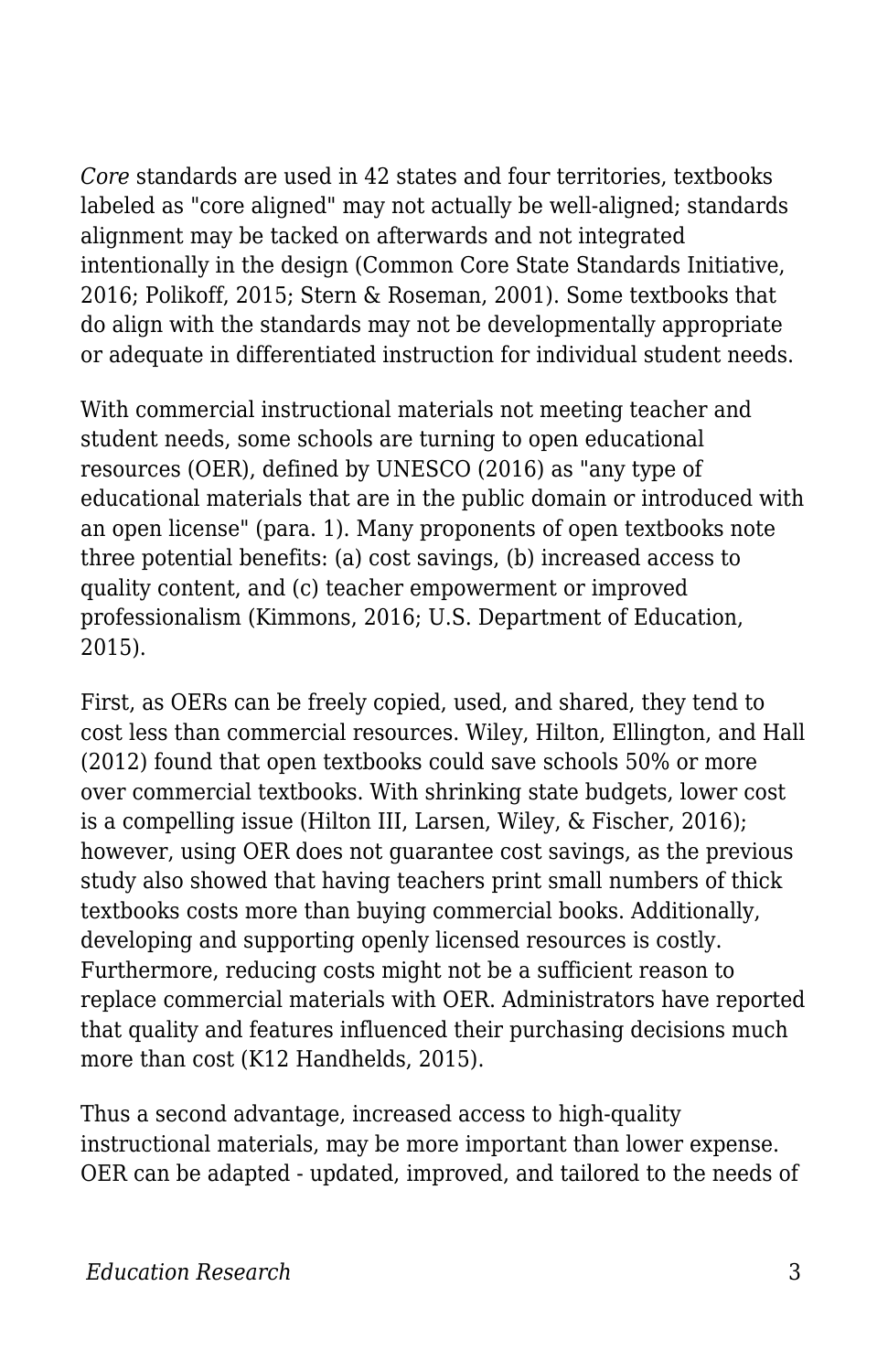*Core* standards are used in 42 states and four territories, textbooks labeled as "core aligned" may not actually be well-aligned; standards alignment may be tacked on afterwards and not integrated intentionally in the design (Common Core State Standards Initiative, 2016; Polikoff, 2015; Stern & Roseman, 2001). Some textbooks that do align with the standards may not be developmentally appropriate or adequate in differentiated instruction for individual student needs.

With commercial instructional materials not meeting teacher and student needs, some schools are turning to open educational resources (OER), defined by UNESCO (2016) as "any type of educational materials that are in the public domain or introduced with an open license" (para. 1). Many proponents of open textbooks note three potential benefits: (a) cost savings, (b) increased access to quality content, and (c) teacher empowerment or improved professionalism (Kimmons, 2016; U.S. Department of Education, 2015).

First, as OERs can be freely copied, used, and shared, they tend to cost less than commercial resources. Wiley, Hilton, Ellington, and Hall (2012) found that open textbooks could save schools 50% or more over commercial textbooks. With shrinking state budgets, lower cost is a compelling issue (Hilton III, Larsen, Wiley, & Fischer, 2016); however, using OER does not guarantee cost savings, as the previous study also showed that having teachers print small numbers of thick textbooks costs more than buying commercial books. Additionally, developing and supporting openly licensed resources is costly. Furthermore, reducing costs might not be a sufficient reason to replace commercial materials with OER. Administrators have reported that quality and features influenced their purchasing decisions much more than cost (K12 Handhelds, 2015).

Thus a second advantage, increased access to high-quality instructional materials, may be more important than lower expense. OER can be adapted - updated, improved, and tailored to the needs of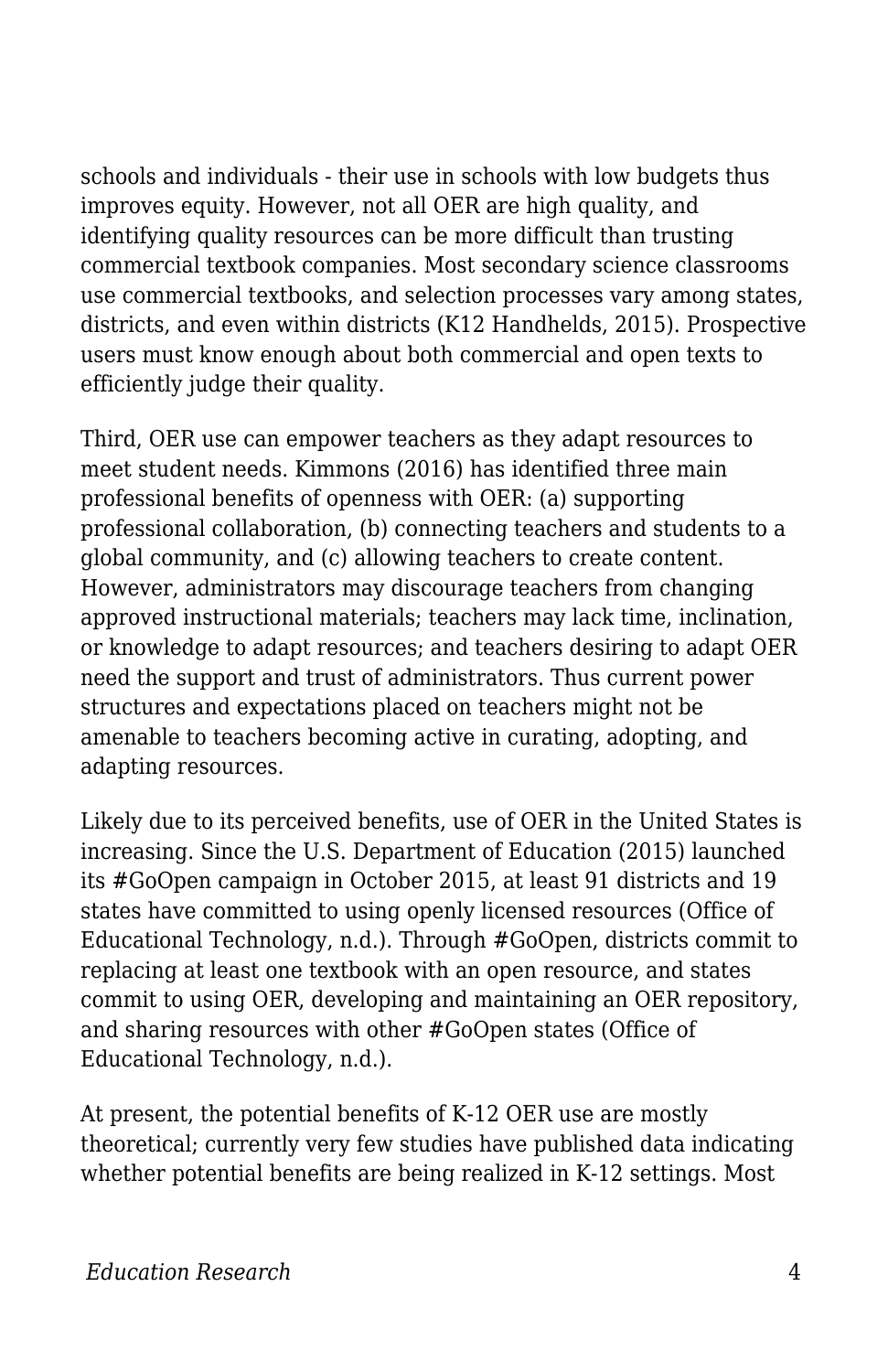schools and individuals - their use in schools with low budgets thus improves equity. However, not all OER are high quality, and identifying quality resources can be more difficult than trusting commercial textbook companies. Most secondary science classrooms use commercial textbooks, and selection processes vary among states, districts, and even within districts (K12 Handhelds, 2015). Prospective users must know enough about both commercial and open texts to efficiently judge their quality.

Third, OER use can empower teachers as they adapt resources to meet student needs. Kimmons (2016) has identified three main professional benefits of openness with OER: (a) supporting professional collaboration, (b) connecting teachers and students to a global community, and (c) allowing teachers to create content. However, administrators may discourage teachers from changing approved instructional materials; teachers may lack time, inclination, or knowledge to adapt resources; and teachers desiring to adapt OER need the support and trust of administrators. Thus current power structures and expectations placed on teachers might not be amenable to teachers becoming active in curating, adopting, and adapting resources.

Likely due to its perceived benefits, use of OER in the United States is increasing. Since the U.S. Department of Education (2015) launched its #GoOpen campaign in October 2015, at least 91 districts and 19 states have committed to using openly licensed resources (Office of Educational Technology, n.d.). Through #GoOpen, districts commit to replacing at least one textbook with an open resource, and states commit to using OER, developing and maintaining an OER repository, and sharing resources with other #GoOpen states (Office of Educational Technology, n.d.).

At present, the potential benefits of K-12 OER use are mostly theoretical; currently very few studies have published data indicating whether potential benefits are being realized in K-12 settings. Most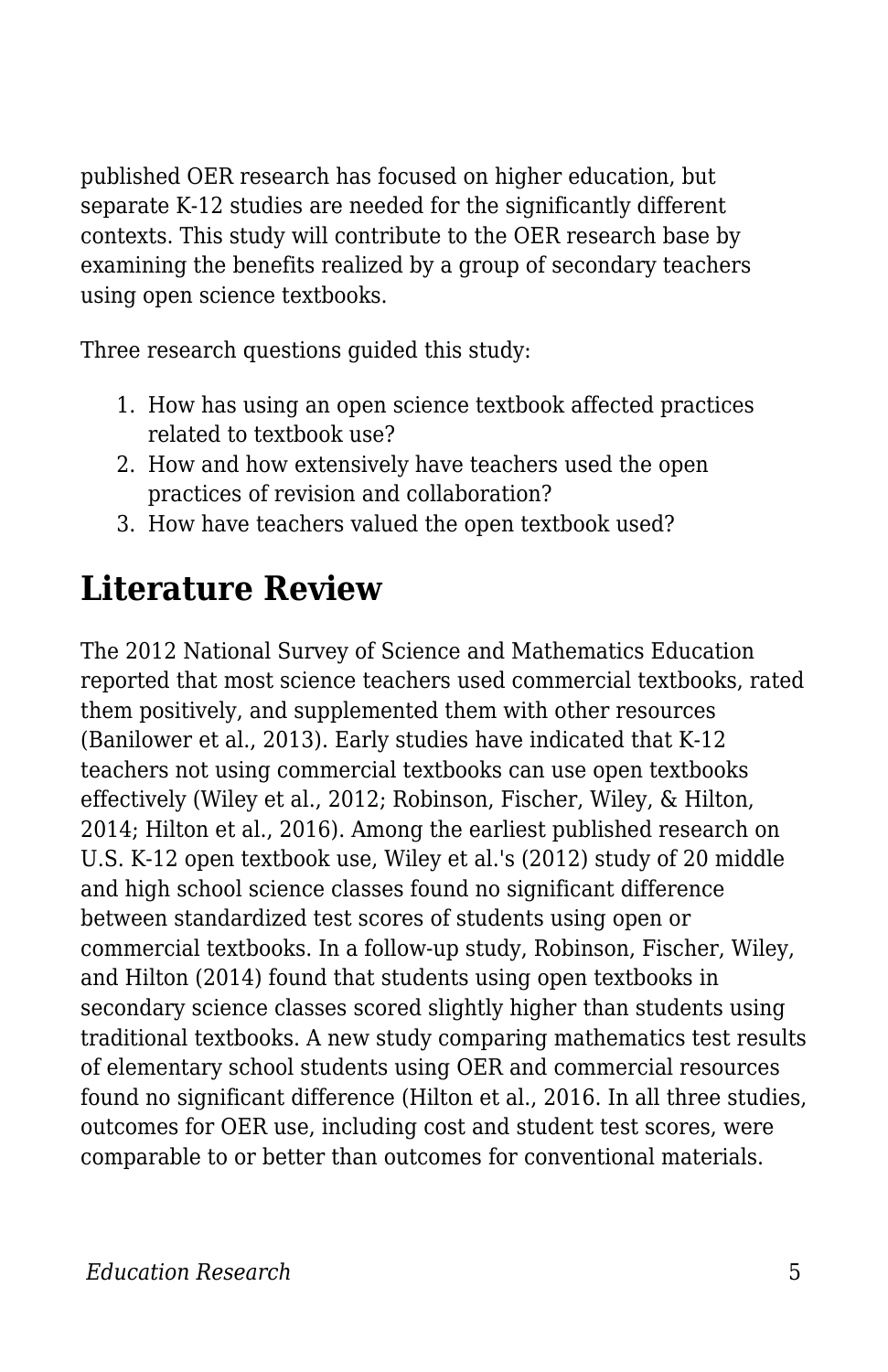published OER research has focused on higher education, but separate K-12 studies are needed for the significantly different contexts. This study will contribute to the OER research base by examining the benefits realized by a group of secondary teachers using open science textbooks.

Three research questions guided this study:

1. How has using an open science textbook affected practices related to textbook use?
2. How and how extensively have teachers used the open practices of revision and collaboration?
3. How have teachers valued the open textbook used?

## Literature Review

The 2012 National Survey of Science and Mathematics Education reported that most science teachers used commercial textbooks, rated them positively, and supplemented them with other resources (Banilower et al., 2013). Early studies have indicated that K-12 teachers not using commercial textbooks can use open textbooks effectively (Wiley et al., 2012; Robinson, Fischer, Wiley, & Hilton, 2014; Hilton et al., 2016). Among the earliest published research on U.S. K-12 open textbook use, Wiley et al.'s (2012) study of 20 middle and high school science classes found no significant difference between standardized test scores of students using open or commercial textbooks. In a follow-up study, Robinson, Fischer, Wiley, and Hilton (2014) found that students using open textbooks in secondary science classes scored slightly higher than students using traditional textbooks. A new study comparing mathematics test results of elementary school students using OER and commercial resources found no significant difference (Hilton et al., 2016. In all three studies, outcomes for OER use, including cost and student test scores, were comparable to or better than outcomes for conventional materials.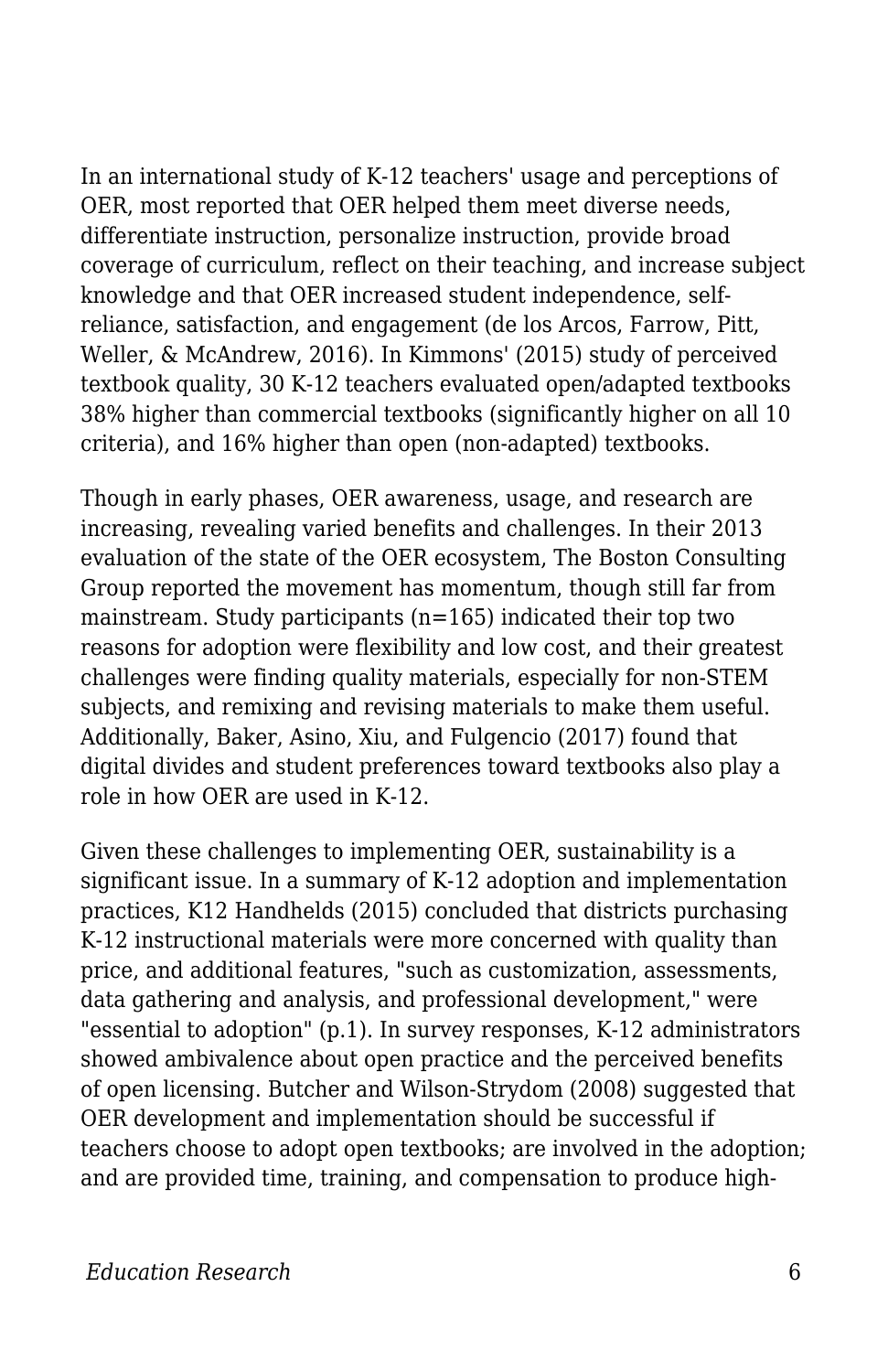In an international study of K-12 teachers' usage and perceptions of OER, most reported that OER helped them meet diverse needs, differentiate instruction, personalize instruction, provide broad coverage of curriculum, reflect on their teaching, and increase subject knowledge and that OER increased student independence, self-reliance, satisfaction, and engagement (de los Arcos, Farrow, Pitt, Weller, & McAndrew, 2016). In Kimmons' (2015) study of perceived textbook quality, 30 K-12 teachers evaluated open/adapted textbooks 38% higher than commercial textbooks (significantly higher on all 10 criteria), and 16% higher than open (non-adapted) textbooks.

Though in early phases, OER awareness, usage, and research are increasing, revealing varied benefits and challenges. In their 2013 evaluation of the state of the OER ecosystem, The Boston Consulting Group reported the movement has momentum, though still far from mainstream. Study participants (n=165) indicated their top two reasons for adoption were flexibility and low cost, and their greatest challenges were finding quality materials, especially for non-STEM subjects, and remixing and revising materials to make them useful. Additionally, Baker, Asino, Xiu, and Fulgencio (2017) found that digital divides and student preferences toward textbooks also play a role in how OER are used in K-12.

Given these challenges to implementing OER, sustainability is a significant issue. In a summary of K-12 adoption and implementation practices, K12 Handhelds (2015) concluded that districts purchasing K-12 instructional materials were more concerned with quality than price, and additional features, "such as customization, assessments, data gathering and analysis, and professional development," were "essential to adoption" (p.1). In survey responses, K-12 administrators showed ambivalence about open practice and the perceived benefits of open licensing. Butcher and Wilson-Strydom (2008) suggested that OER development and implementation should be successful if teachers choose to adopt open textbooks; are involved in the adoption; and are provided time, training, and compensation to produce high-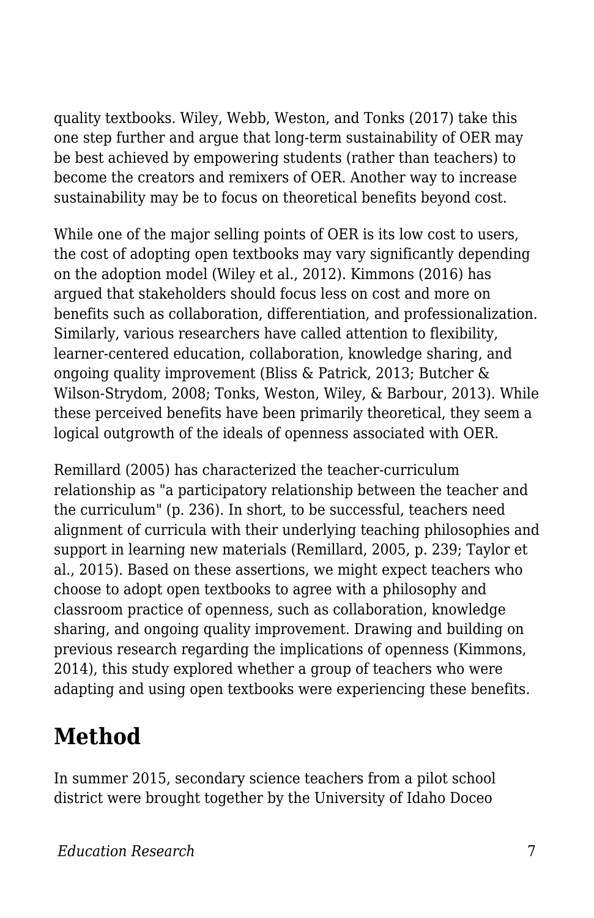quality textbooks. Wiley, Webb, Weston, and Tonks (2017) take this one step further and argue that long-term sustainability of OER may be best achieved by empowering students (rather than teachers) to become the creators and remixers of OER. Another way to increase sustainability may be to focus on theoretical benefits beyond cost.

While one of the major selling points of OER is its low cost to users, the cost of adopting open textbooks may vary significantly depending on the adoption model (Wiley et al., 2012). Kimmons (2016) has argued that stakeholders should focus less on cost and more on benefits such as collaboration, differentiation, and professionalization. Similarly, various researchers have called attention to flexibility, learner-centered education, collaboration, knowledge sharing, and ongoing quality improvement (Bliss & Patrick, 2013; Butcher & Wilson-Strydom, 2008; Tonks, Weston, Wiley, & Barbour, 2013). While these perceived benefits have been primarily theoretical, they seem a logical outgrowth of the ideals of openness associated with OER.

Remillard (2005) has characterized the teacher-curriculum relationship as "a participatory relationship between the teacher and the curriculum" (p. 236). In short, to be successful, teachers need alignment of curricula with their underlying teaching philosophies and support in learning new materials (Remillard, 2005, p. 239; Taylor et al., 2015). Based on these assertions, we might expect teachers who choose to adopt open textbooks to agree with a philosophy and classroom practice of openness, such as collaboration, knowledge sharing, and ongoing quality improvement. Drawing and building on previous research regarding the implications of openness (Kimmons, 2014), this study explored whether a group of teachers who were adapting and using open textbooks were experiencing these benefits.

## Method

In summer 2015, secondary science teachers from a pilot school district were brought together by the University of Idaho Doceo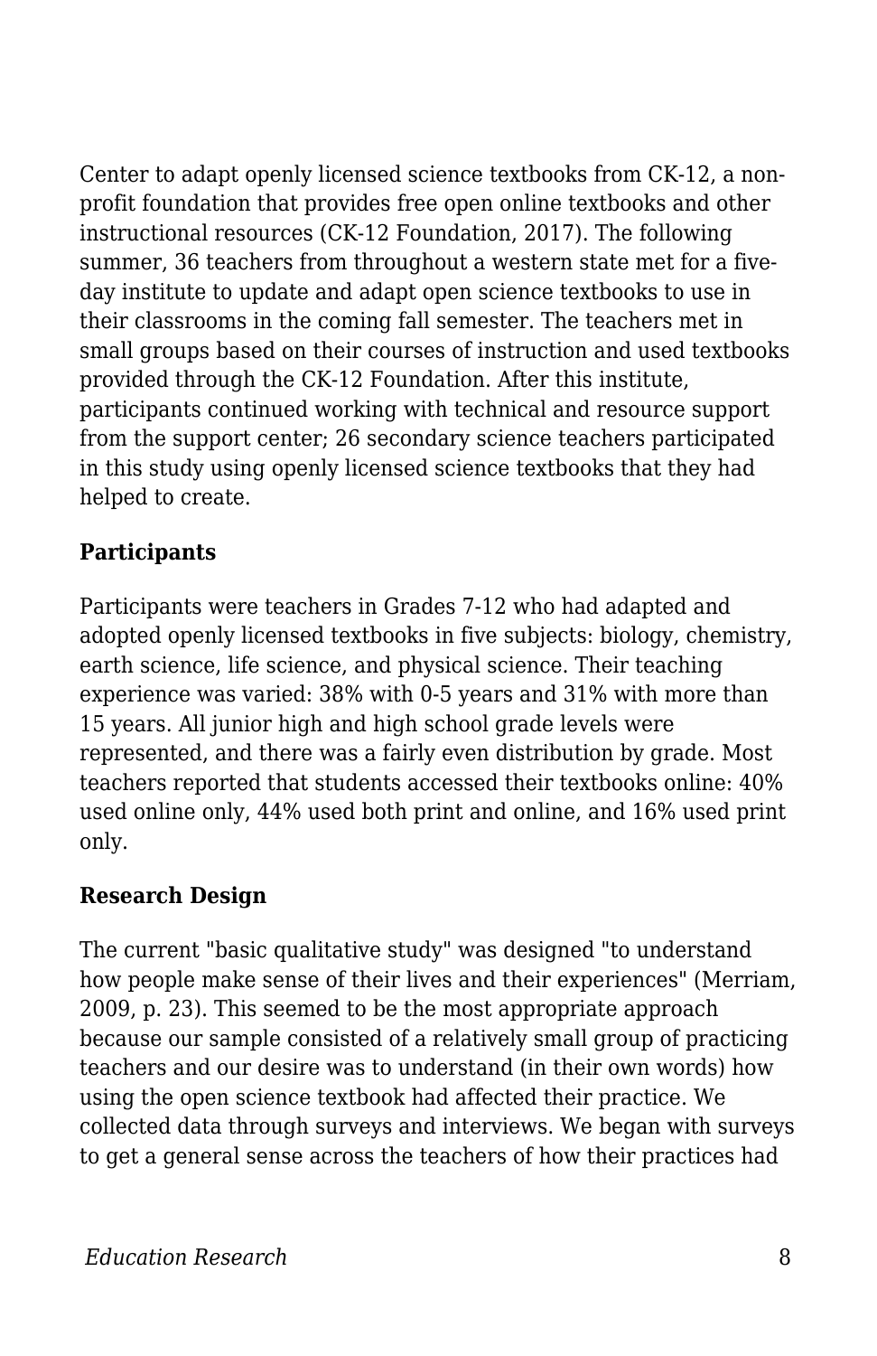Center to adapt openly licensed science textbooks from CK-12, a non-profit foundation that provides free open online textbooks and other instructional resources (CK-12 Foundation, 2017). The following summer, 36 teachers from throughout a western state met for a five-day institute to update and adapt open science textbooks to use in their classrooms in the coming fall semester. The teachers met in small groups based on their courses of instruction and used textbooks provided through the CK-12 Foundation. After this institute, participants continued working with technical and resource support from the support center; 26 secondary science teachers participated in this study using openly licensed science textbooks that they had helped to create.

### Participants

Participants were teachers in Grades 7-12 who had adapted and adopted openly licensed textbooks in five subjects: biology, chemistry, earth science, life science, and physical science. Their teaching experience was varied: 38% with 0-5 years and 31% with more than 15 years. All junior high and high school grade levels were represented, and there was a fairly even distribution by grade. Most teachers reported that students accessed their textbooks online: 40% used online only, 44% used both print and online, and 16% used print only.

### Research Design

The current "basic qualitative study" was designed "to understand how people make sense of their lives and their experiences" (Merriam, 2009, p. 23). This seemed to be the most appropriate approach because our sample consisted of a relatively small group of practicing teachers and our desire was to understand (in their own words) how using the open science textbook had affected their practice. We collected data through surveys and interviews. We began with surveys to get a general sense across the teachers of how their practices had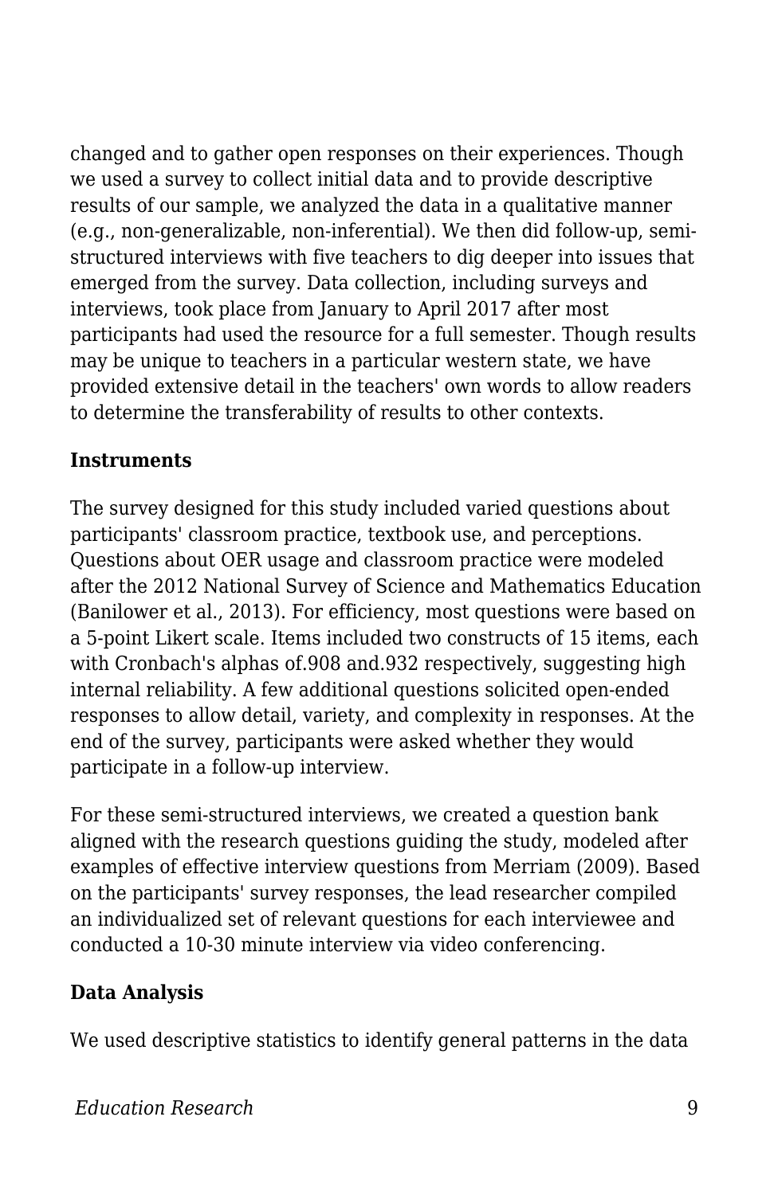changed and to gather open responses on their experiences. Though we used a survey to collect initial data and to provide descriptive results of our sample, we analyzed the data in a qualitative manner (e.g., non-generalizable, non-inferential). We then did follow-up, semi-structured interviews with five teachers to dig deeper into issues that emerged from the survey. Data collection, including surveys and interviews, took place from January to April 2017 after most participants had used the resource for a full semester. Though results may be unique to teachers in a particular western state, we have provided extensive detail in the teachers' own words to allow readers to determine the transferability of results to other contexts.

### Instruments

The survey designed for this study included varied questions about participants' classroom practice, textbook use, and perceptions. Questions about OER usage and classroom practice were modeled after the 2012 National Survey of Science and Mathematics Education (Banilower et al., 2013). For efficiency, most questions were based on a 5-point Likert scale. Items included two constructs of 15 items, each with Cronbach's alphas of.908 and.932 respectively, suggesting high internal reliability. A few additional questions solicited open-ended responses to allow detail, variety, and complexity in responses. At the end of the survey, participants were asked whether they would participate in a follow-up interview.

For these semi-structured interviews, we created a question bank aligned with the research questions guiding the study, modeled after examples of effective interview questions from Merriam (2009). Based on the participants' survey responses, the lead researcher compiled an individualized set of relevant questions for each interviewee and conducted a 10-30 minute interview via video conferencing.

### Data Analysis

We used descriptive statistics to identify general patterns in the data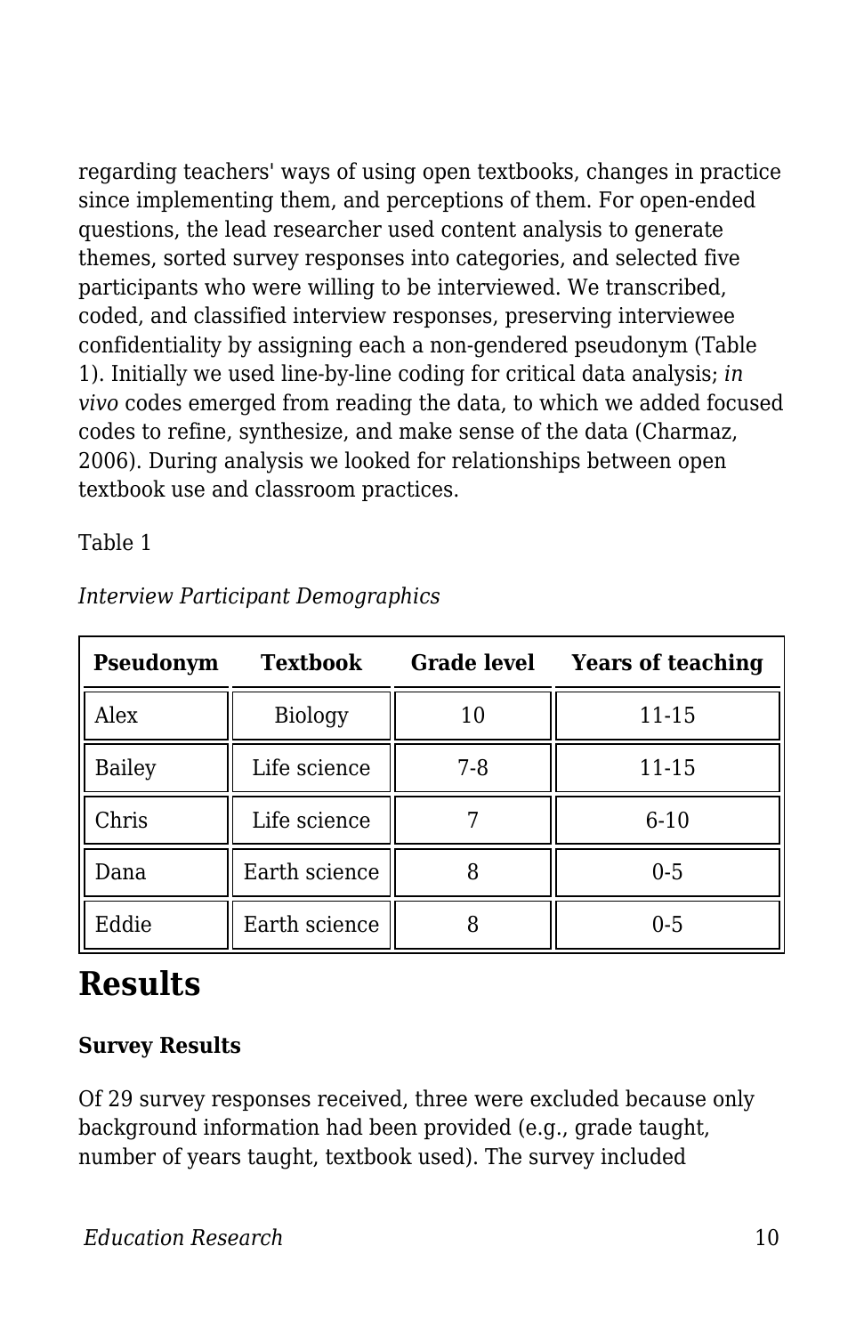regarding teachers' ways of using open textbooks, changes in practice since implementing them, and perceptions of them. For open-ended questions, the lead researcher used content analysis to generate themes, sorted survey responses into categories, and selected five participants who were willing to be interviewed. We transcribed, coded, and classified interview responses, preserving interviewee confidentiality by assigning each a non-gendered pseudonym (Table 1). Initially we used line-by-line coding for critical data analysis; *in vivo* codes emerged from reading the data, to which we added focused codes to refine, synthesize, and make sense of the data (Charmaz, 2006). During analysis we looked for relationships between open textbook use and classroom practices.

Table 1

*Interview Participant Demographics*

| Pseudonym | Textbook | Grade level | Years of teaching |
|---|---|---|---|
| Alex | Biology | 10 | 11-15 |
| Bailey | Life science | 7-8 | 11-15 |
| Chris | Life science | 7 | 6-10 |
| Dana | Earth science | 8 | 0-5 |
| Eddie | Earth science | 8 | 0-5 |

## Results

**Survey Results**

Of 29 survey responses received, three were excluded because only background information had been provided (e.g., grade taught, number of years taught, textbook used). The survey included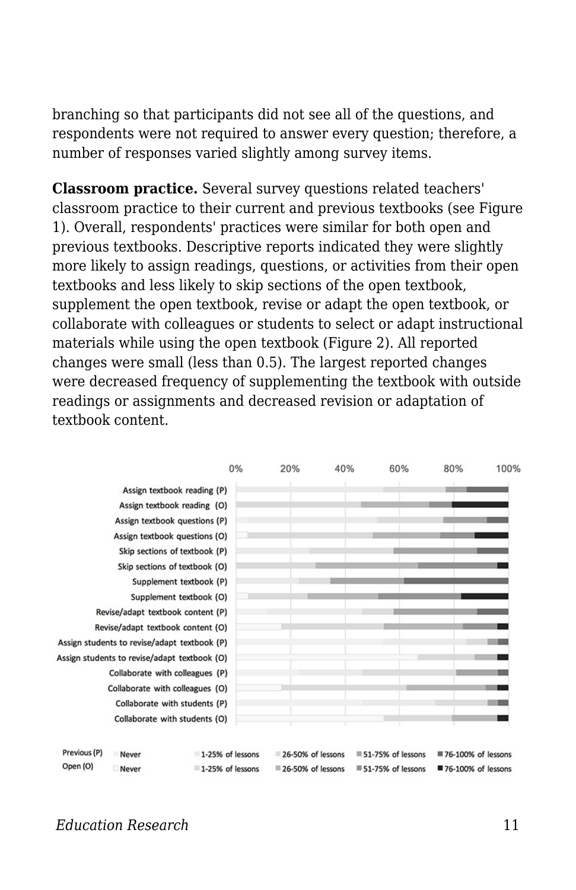branching so that participants did not see all of the questions, and respondents were not required to answer every question; therefore, a number of responses varied slightly among survey items.

**Classroom practice.** Several survey questions related teachers' classroom practice to their current and previous textbooks (see Figure 1). Overall, respondents' practices were similar for both open and previous textbooks. Descriptive reports indicated they were slightly more likely to assign readings, questions, or activities from their open textbooks and less likely to skip sections of the open textbook, supplement the open textbook, revise or adapt the open textbook, or collaborate with colleagues or students to select or adapt instructional materials while using the open textbook (Figure 2). All reported changes were small (less than 0.5). The largest reported changes were decreased frequency of supplementing the textbook with outside readings or assignments and decreased revision or adaptation of textbook content.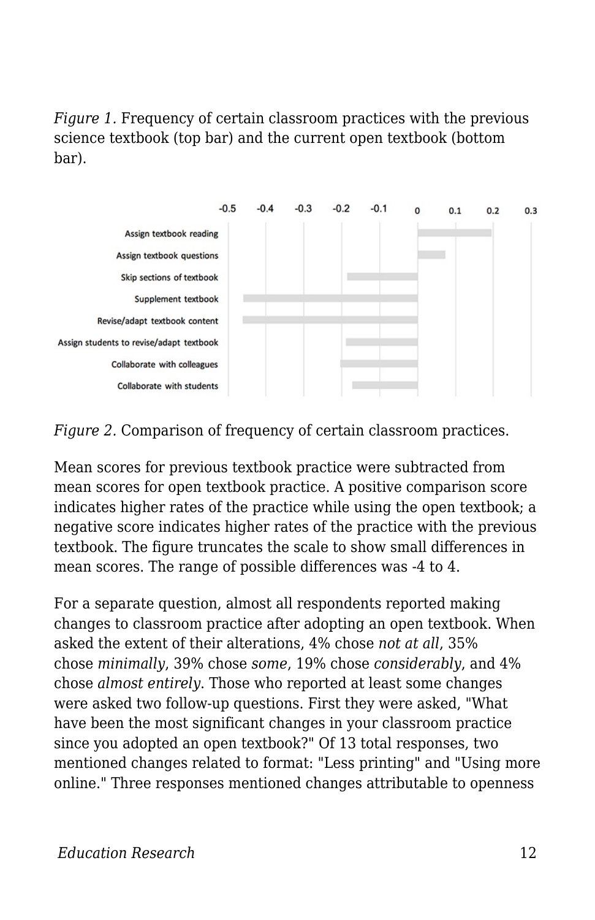*Figure 1.* Frequency of certain classroom practices with the previous science textbook (top bar) and the current open textbook (bottom bar).

*Figure 2.* Comparison of frequency of certain classroom practices.

Mean scores for previous textbook practice were subtracted from mean scores for open textbook practice. A positive comparison score indicates higher rates of the practice while using the open textbook; a negative score indicates higher rates of the practice with the previous textbook. The figure truncates the scale to show small differences in mean scores. The range of possible differences was -4 to 4.

For a separate question, almost all respondents reported making changes to classroom practice after adopting an open textbook. When asked the extent of their alterations, 4% chose *not at all*, 35% chose *minimally*, 39% chose *some*, 19% chose *considerably*, and 4% chose *almost entirely*. Those who reported at least some changes were asked two follow-up questions. First they were asked, "What have been the most significant changes in your classroom practice since you adopted an open textbook?" Of 13 total responses, two mentioned changes related to format: "Less printing" and "Using more online." Three responses mentioned changes attributable to openness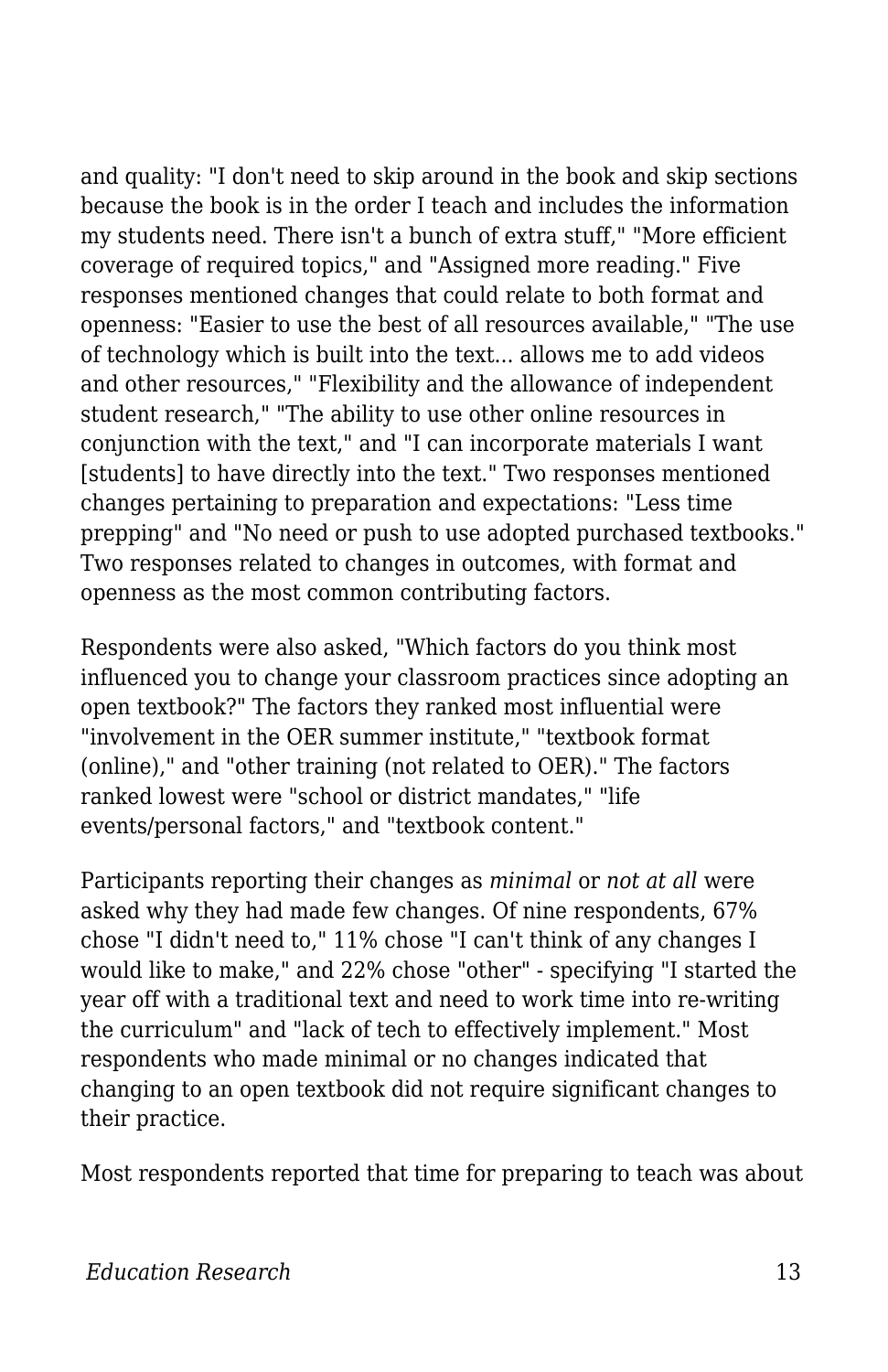and quality: "I don't need to skip around in the book and skip sections because the book is in the order I teach and includes the information my students need. There isn't a bunch of extra stuff," "More efficient coverage of required topics," and "Assigned more reading." Five responses mentioned changes that could relate to both format and openness: "Easier to use the best of all resources available," "The use of technology which is built into the text... allows me to add videos and other resources," "Flexibility and the allowance of independent student research," "The ability to use other online resources in conjunction with the text," and "I can incorporate materials I want [students] to have directly into the text." Two responses mentioned changes pertaining to preparation and expectations: "Less time prepping" and "No need or push to use adopted purchased textbooks." Two responses related to changes in outcomes, with format and openness as the most common contributing factors.

Respondents were also asked, "Which factors do you think most influenced you to change your classroom practices since adopting an open textbook?" The factors they ranked most influential were "involvement in the OER summer institute," "textbook format (online)," and "other training (not related to OER)." The factors ranked lowest were "school or district mandates," "life events/personal factors," and "textbook content."

Participants reporting their changes as *minimal* or *not at all* were asked why they had made few changes. Of nine respondents, 67% chose "I didn't need to," 11% chose "I can't think of any changes I would like to make," and 22% chose "other" - specifying "I started the year off with a traditional text and need to work time into re-writing the curriculum" and "lack of tech to effectively implement." Most respondents who made minimal or no changes indicated that changing to an open textbook did not require significant changes to their practice.

Most respondents reported that time for preparing to teach was about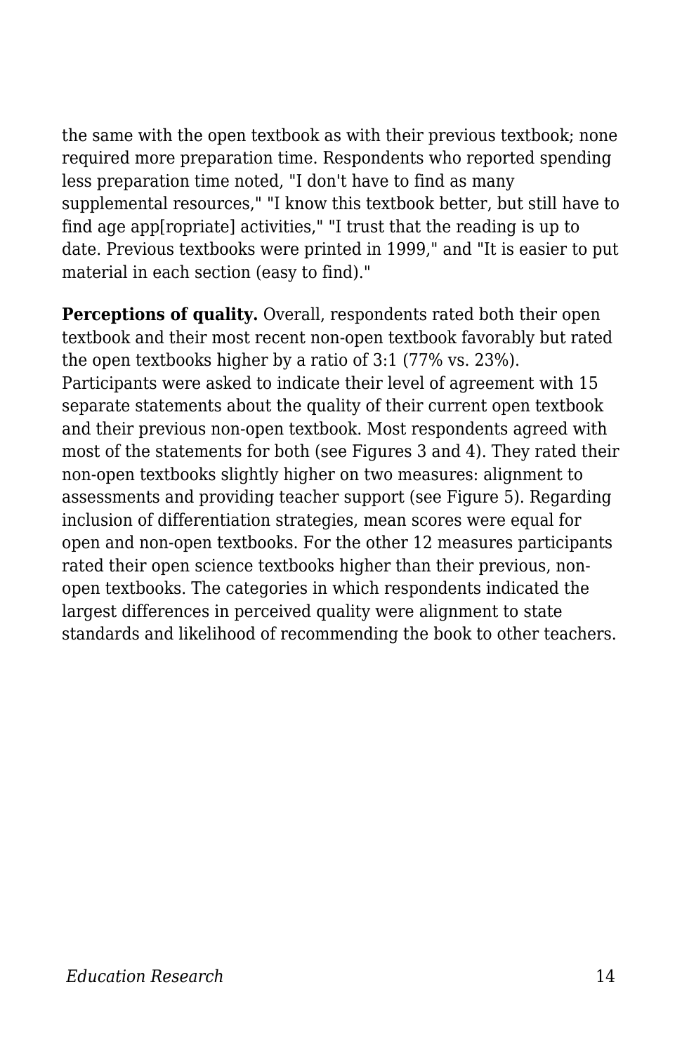the same with the open textbook as with their previous textbook; none required more preparation time. Respondents who reported spending less preparation time noted, "I don't have to find as many supplemental resources," "I know this textbook better, but still have to find age app[ropriate] activities," "I trust that the reading is up to date. Previous textbooks were printed in 1999," and "It is easier to put material in each section (easy to find)."

**Perceptions of quality.** Overall, respondents rated both their open textbook and their most recent non-open textbook favorably but rated the open textbooks higher by a ratio of 3:1 (77% vs. 23%). Participants were asked to indicate their level of agreement with 15 separate statements about the quality of their current open textbook and their previous non-open textbook. Most respondents agreed with most of the statements for both (see Figures 3 and 4). They rated their non-open textbooks slightly higher on two measures: alignment to assessments and providing teacher support (see Figure 5). Regarding inclusion of differentiation strategies, mean scores were equal for open and non-open textbooks. For the other 12 measures participants rated their open science textbooks higher than their previous, non-open textbooks. The categories in which respondents indicated the largest differences in perceived quality were alignment to state standards and likelihood of recommending the book to other teachers.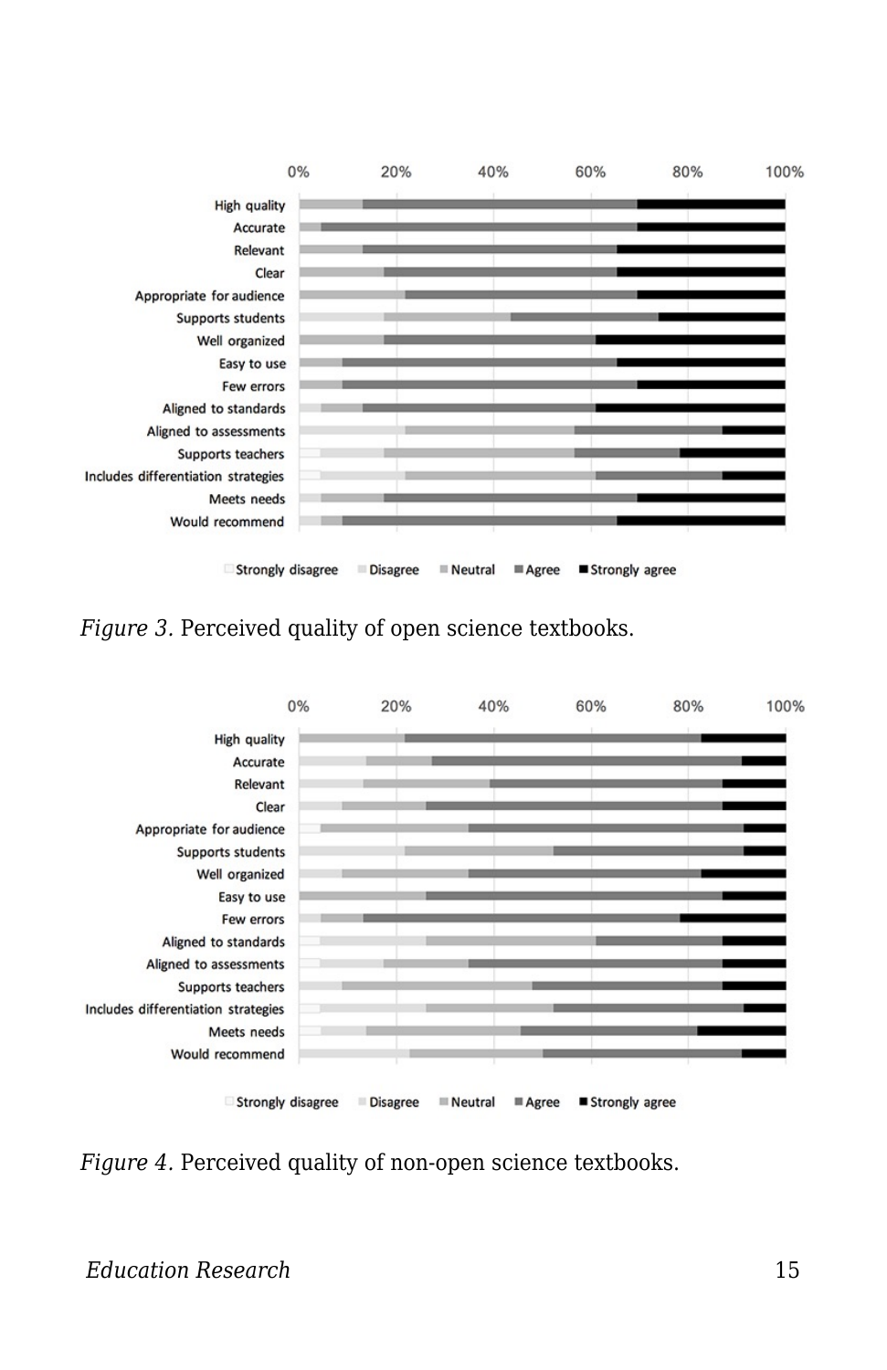*Figure 3.* Perceived quality of open science textbooks.

*Figure 4.* Perceived quality of non-open science textbooks.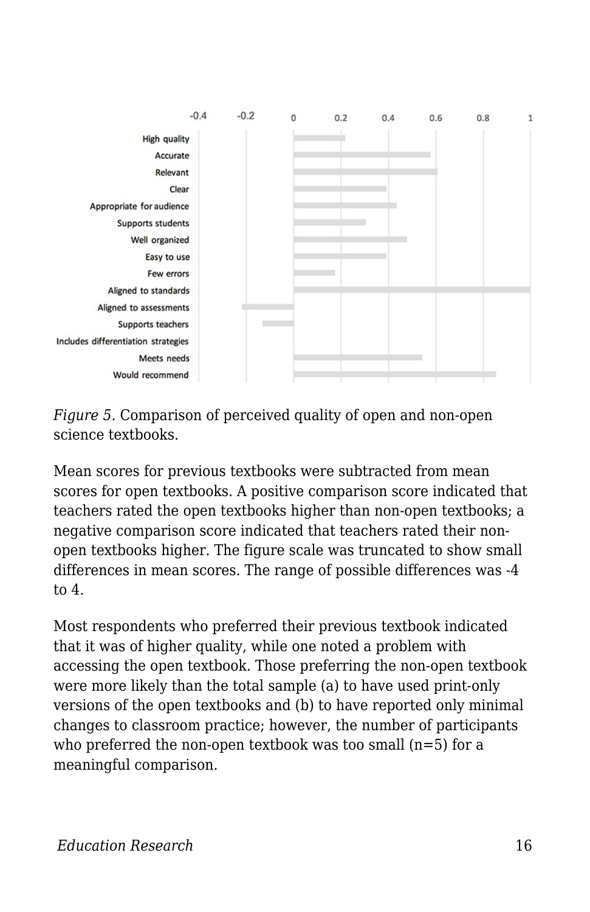*Figure 5.* Comparison of perceived quality of open and non-open science textbooks.

Mean scores for previous textbooks were subtracted from mean scores for open textbooks. A positive comparison score indicated that teachers rated the open textbooks higher than non-open textbooks; a negative comparison score indicated that teachers rated their non-open textbooks higher. The figure scale was truncated to show small differences in mean scores. The range of possible differences was -4 to 4.

Most respondents who preferred their previous textbook indicated that it was of higher quality, while one noted a problem with accessing the open textbook. Those preferring the non-open textbook were more likely than the total sample (a) to have used print-only versions of the open textbooks and (b) to have reported only minimal changes to classroom practice; however, the number of participants who preferred the non-open textbook was too small ($n=5$) for a meaningful comparison.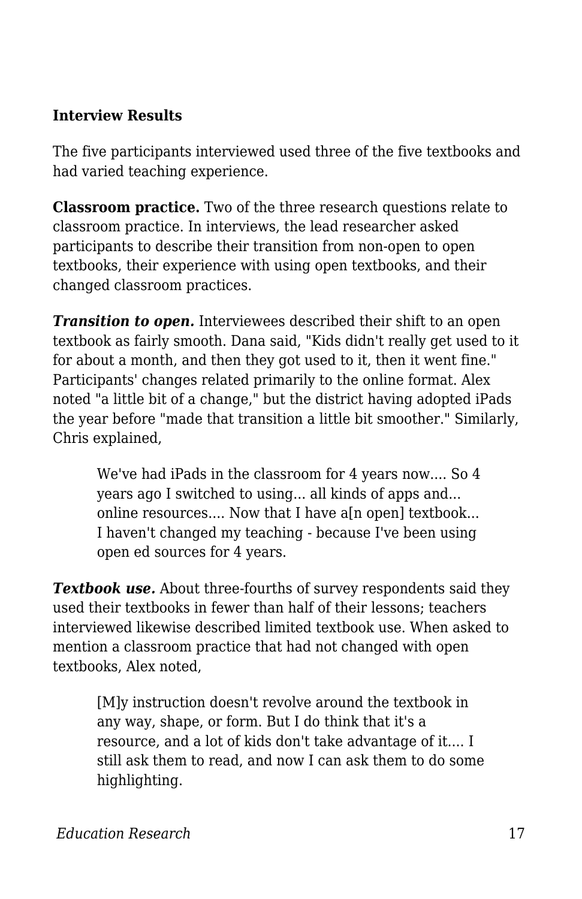**Interview Results**

The five participants interviewed used three of the five textbooks and had varied teaching experience.

**Classroom practice.** Two of the three research questions relate to classroom practice. In interviews, the lead researcher asked participants to describe their transition from non-open to open textbooks, their experience with using open textbooks, and their changed classroom practices.

***Transition to open.*** Interviewees described their shift to an open textbook as fairly smooth. Dana said, "Kids didn't really get used to it for about a month, and then they got used to it, then it went fine." Participants' changes related primarily to the online format. Alex noted "a little bit of a change," but the district having adopted iPads the year before "made that transition a little bit smoother." Similarly, Chris explained,

> We've had iPads in the classroom for 4 years now.... So 4 years ago I switched to using... all kinds of apps and... online resources.... Now that I have a[n open] textbook... I haven't changed my teaching - because I've been using open ed sources for 4 years.

***Textbook use.*** About three-fourths of survey respondents said they used their textbooks in fewer than half of their lessons; teachers interviewed likewise described limited textbook use. When asked to mention a classroom practice that had not changed with open textbooks, Alex noted,

> [M]y instruction doesn't revolve around the textbook in any way, shape, or form. But I do think that it's a resource, and a lot of kids don't take advantage of it.... I still ask them to read, and now I can ask them to do some highlighting.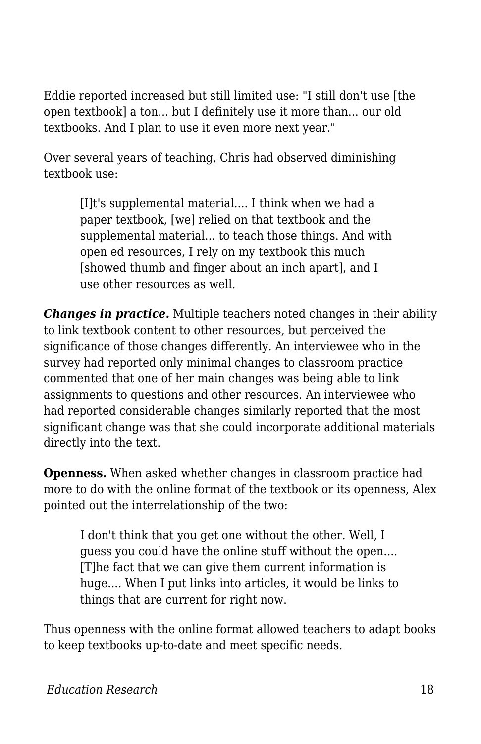Eddie reported increased but still limited use: "I still don't use [the open textbook] a ton... but I definitely use it more than... our old textbooks. And I plan to use it even more next year."

Over several years of teaching, Chris had observed diminishing textbook use:

> [I]t's supplemental material.... I think when we had a paper textbook, [we] relied on that textbook and the supplemental material... to teach those things. And with open ed resources, I rely on my textbook this much [showed thumb and finger about an inch apart], and I use other resources as well.

***Changes in practice.*** Multiple teachers noted changes in their ability to link textbook content to other resources, but perceived the significance of those changes differently. An interviewee who in the survey had reported only minimal changes to classroom practice commented that one of her main changes was being able to link assignments to questions and other resources. An interviewee who had reported considerable changes similarly reported that the most significant change was that she could incorporate additional materials directly into the text.

**Openness.** When asked whether changes in classroom practice had more to do with the online format of the textbook or its openness, Alex pointed out the interrelationship of the two:

> I don't think that you get one without the other. Well, I guess you could have the online stuff without the open.... [T]he fact that we can give them current information is huge.... When I put links into articles, it would be links to things that are current for right now.

Thus openness with the online format allowed teachers to adapt books to keep textbooks up-to-date and meet specific needs.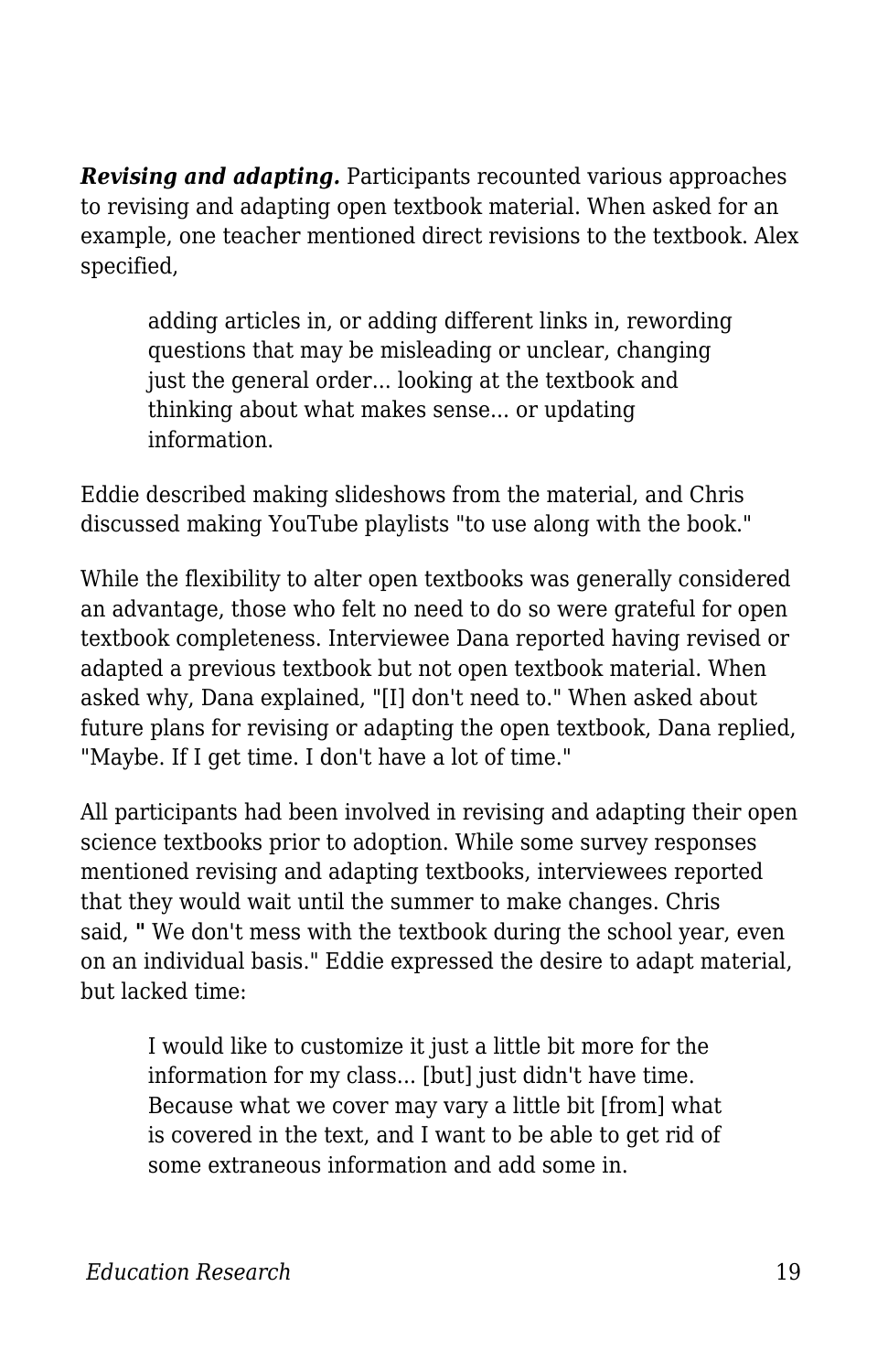***Revising and adapting.*** Participants recounted various approaches to revising and adapting open textbook material. When asked for an example, one teacher mentioned direct revisions to the textbook. Alex specified,

> adding articles in, or adding different links in, rewording questions that may be misleading or unclear, changing just the general order... looking at the textbook and thinking about what makes sense... or updating information.

Eddie described making slideshows from the material, and Chris discussed making YouTube playlists "to use along with the book."

While the flexibility to alter open textbooks was generally considered an advantage, those who felt no need to do so were grateful for open textbook completeness. Interviewee Dana reported having revised or adapted a previous textbook but not open textbook material. When asked why, Dana explained, "[I] don't need to." When asked about future plans for revising or adapting the open textbook, Dana replied, "Maybe. If I get time. I don't have a lot of time."

All participants had been involved in revising and adapting their open science textbooks prior to adoption. While some survey responses mentioned revising and adapting textbooks, interviewees reported that they would wait until the summer to make changes. Chris said, **"** We don't mess with the textbook during the school year, even on an individual basis." Eddie expressed the desire to adapt material, but lacked time:

> I would like to customize it just a little bit more for the information for my class... [but] just didn't have time. Because what we cover may vary a little bit [from] what is covered in the text, and I want to be able to get rid of some extraneous information and add some in.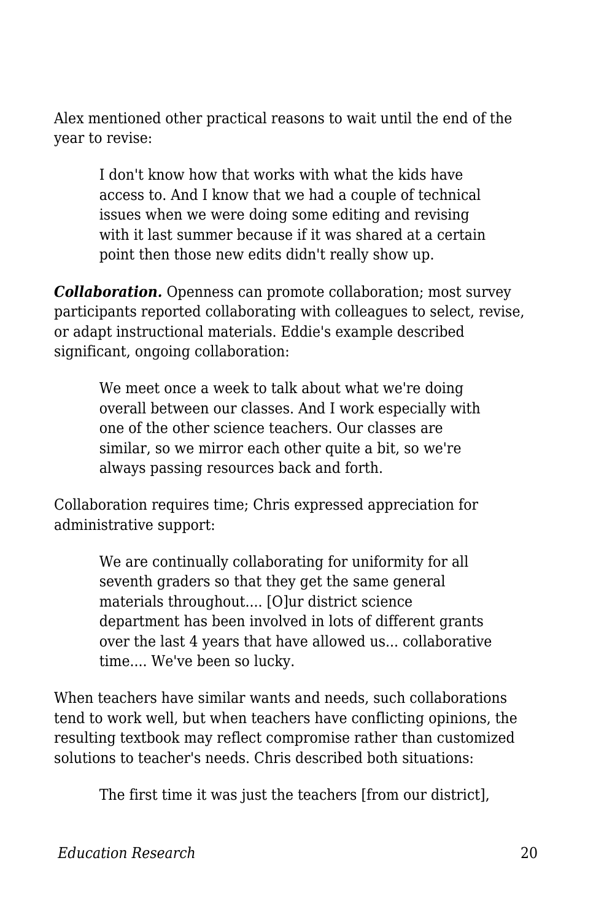Alex mentioned other practical reasons to wait until the end of the year to revise:

> I don't know how that works with what the kids have access to. And I know that we had a couple of technical issues when we were doing some editing and revising with it last summer because if it was shared at a certain point then those new edits didn't really show up.

***Collaboration.*** Openness can promote collaboration; most survey participants reported collaborating with colleagues to select, revise, or adapt instructional materials. Eddie's example described significant, ongoing collaboration:

> We meet once a week to talk about what we're doing overall between our classes. And I work especially with one of the other science teachers. Our classes are similar, so we mirror each other quite a bit, so we're always passing resources back and forth.

Collaboration requires time; Chris expressed appreciation for administrative support:

> We are continually collaborating for uniformity for all seventh graders so that they get the same general materials throughout.... [O]ur district science department has been involved in lots of different grants over the last 4 years that have allowed us... collaborative time.... We've been so lucky.

When teachers have similar wants and needs, such collaborations tend to work well, but when teachers have conflicting opinions, the resulting textbook may reflect compromise rather than customized solutions to teacher's needs. Chris described both situations:

> The first time it was just the teachers [from our district],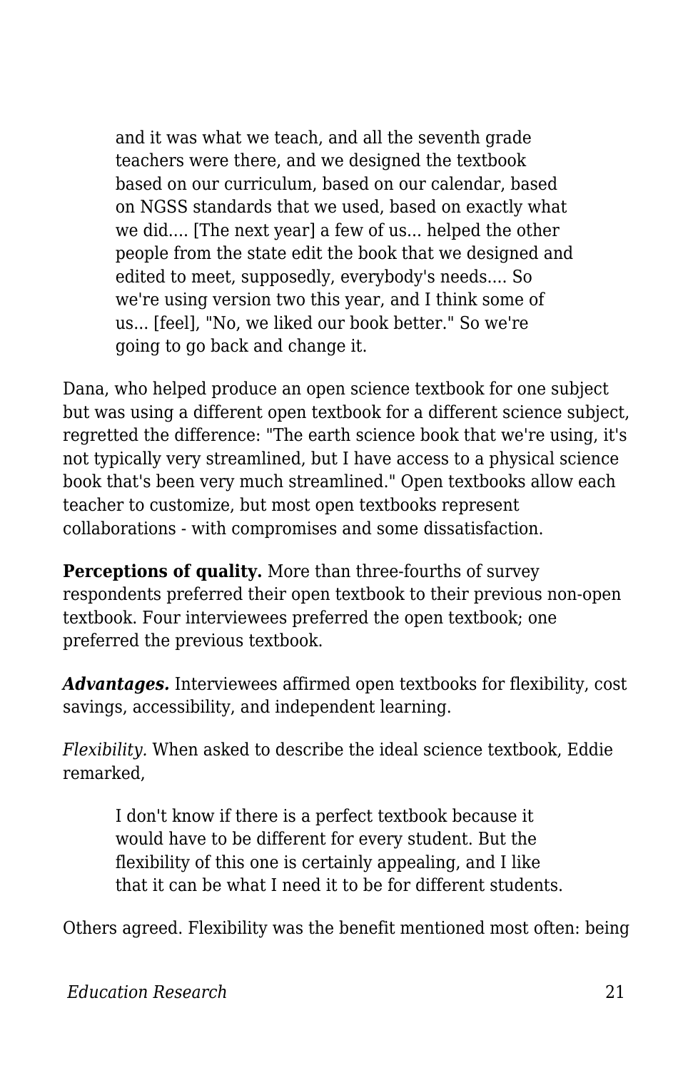> and it was what we teach, and all the seventh grade teachers were there, and we designed the textbook based on our curriculum, based on our calendar, based on NGSS standards that we used, based on exactly what we did.... [The next year] a few of us... helped the other people from the state edit the book that we designed and edited to meet, supposedly, everybody's needs.... So we're using version two this year, and I think some of us... [feel], "No, we liked our book better." So we're going to go back and change it.

Dana, who helped produce an open science textbook for one subject but was using a different open textbook for a different science subject, regretted the difference: "The earth science book that we're using, it's not typically very streamlined, but I have access to a physical science book that's been very much streamlined." Open textbooks allow each teacher to customize, but most open textbooks represent collaborations - with compromises and some dissatisfaction.

**Perceptions of quality.** More than three-fourths of survey respondents preferred their open textbook to their previous non-open textbook. Four interviewees preferred the open textbook; one preferred the previous textbook.

***Advantages.*** Interviewees affirmed open textbooks for flexibility, cost savings, accessibility, and independent learning.

*Flexibility.* When asked to describe the ideal science textbook, Eddie remarked,

> I don't know if there is a perfect textbook because it would have to be different for every student. But the flexibility of this one is certainly appealing, and I like that it can be what I need it to be for different students.

Others agreed. Flexibility was the benefit mentioned most often: being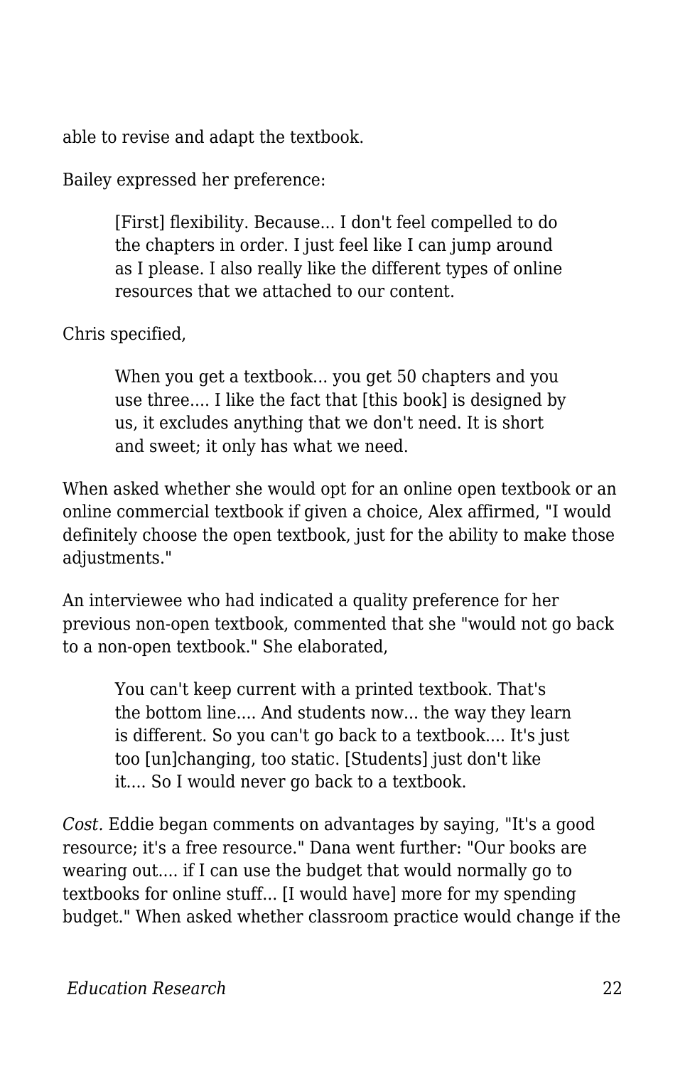able to revise and adapt the textbook.

Bailey expressed her preference:

> [First] flexibility. Because... I don't feel compelled to do the chapters in order. I just feel like I can jump around as I please. I also really like the different types of online resources that we attached to our content.

Chris specified,

> When you get a textbook... you get 50 chapters and you use three.... I like the fact that [this book] is designed by us, it excludes anything that we don't need. It is short and sweet; it only has what we need.

When asked whether she would opt for an online open textbook or an online commercial textbook if given a choice, Alex affirmed, "I would definitely choose the open textbook, just for the ability to make those adjustments."

An interviewee who had indicated a quality preference for her previous non-open textbook, commented that she "would not go back to a non-open textbook." She elaborated,

> You can't keep current with a printed textbook. That's the bottom line.... And students now... the way they learn is different. So you can't go back to a textbook.... It's just too [un]changing, too static. [Students] just don't like it.... So I would never go back to a textbook.

*Cost.* Eddie began comments on advantages by saying, "It's a good resource; it's a free resource." Dana went further: "Our books are wearing out.... if I can use the budget that would normally go to textbooks for online stuff... [I would have] more for my spending budget." When asked whether classroom practice would change if the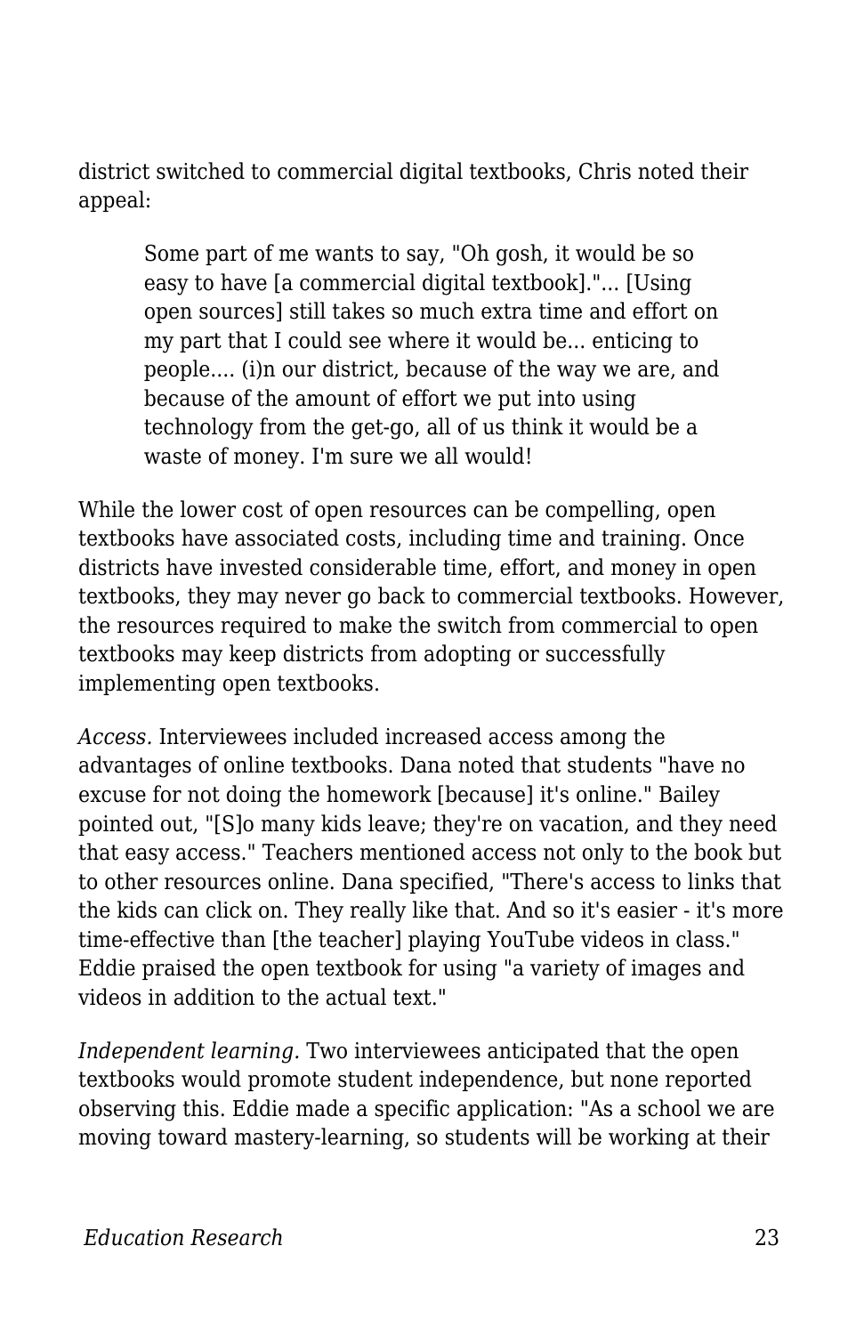district switched to commercial digital textbooks, Chris noted their appeal:

> Some part of me wants to say, "Oh gosh, it would be so easy to have [a commercial digital textbook]."... [Using open sources] still takes so much extra time and effort on my part that I could see where it would be... enticing to people.... (i)n our district, because of the way we are, and because of the amount of effort we put into using technology from the get-go, all of us think it would be a waste of money. I'm sure we all would!

While the lower cost of open resources can be compelling, open textbooks have associated costs, including time and training. Once districts have invested considerable time, effort, and money in open textbooks, they may never go back to commercial textbooks. However, the resources required to make the switch from commercial to open textbooks may keep districts from adopting or successfully implementing open textbooks.

*Access.* Interviewees included increased access among the advantages of online textbooks. Dana noted that students "have no excuse for not doing the homework [because] it's online." Bailey pointed out, "[S]o many kids leave; they're on vacation, and they need that easy access." Teachers mentioned access not only to the book but to other resources online. Dana specified, "There's access to links that the kids can click on. They really like that. And so it's easier - it's more time-effective than [the teacher] playing YouTube videos in class." Eddie praised the open textbook for using "a variety of images and videos in addition to the actual text."

*Independent learning.* Two interviewees anticipated that the open textbooks would promote student independence, but none reported observing this. Eddie made a specific application: "As a school we are moving toward mastery-learning, so students will be working at their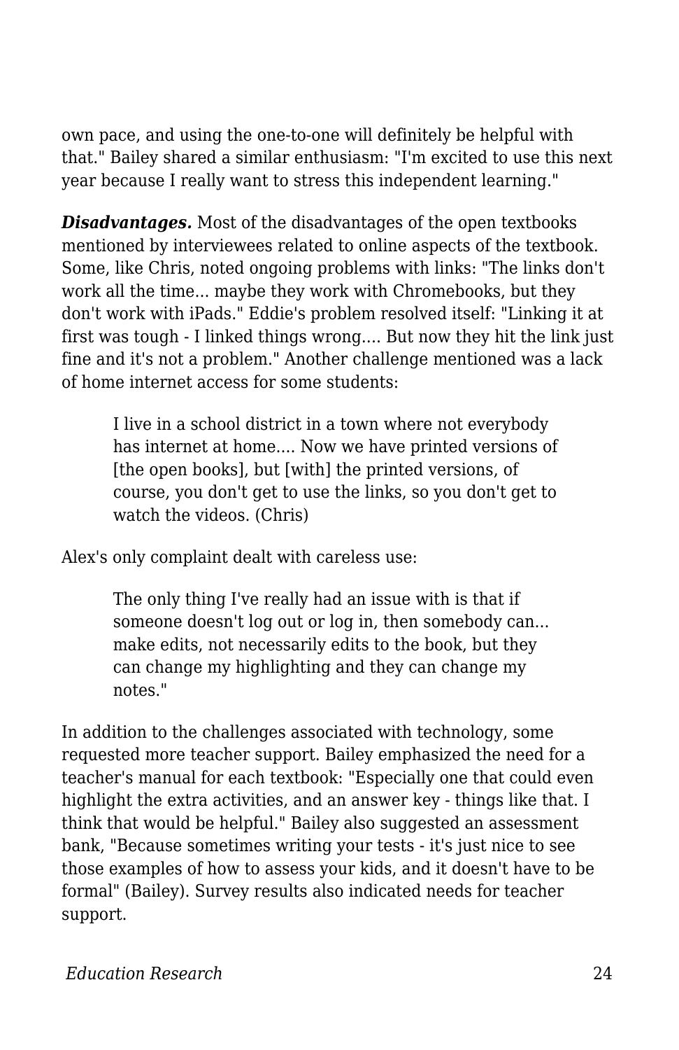own pace, and using the one-to-one will definitely be helpful with that." Bailey shared a similar enthusiasm: "I'm excited to use this next year because I really want to stress this independent learning."

***Disadvantages.*** Most of the disadvantages of the open textbooks mentioned by interviewees related to online aspects of the textbook. Some, like Chris, noted ongoing problems with links: "The links don't work all the time... maybe they work with Chromebooks, but they don't work with iPads." Eddie's problem resolved itself: "Linking it at first was tough - I linked things wrong.... But now they hit the link just fine and it's not a problem." Another challenge mentioned was a lack of home internet access for some students:

> I live in a school district in a town where not everybody has internet at home.... Now we have printed versions of [the open books], but [with] the printed versions, of course, you don't get to use the links, so you don't get to watch the videos. (Chris)

Alex's only complaint dealt with careless use:

> The only thing I've really had an issue with is that if someone doesn't log out or log in, then somebody can... make edits, not necessarily edits to the book, but they can change my highlighting and they can change my notes."

In addition to the challenges associated with technology, some requested more teacher support. Bailey emphasized the need for a teacher's manual for each textbook: "Especially one that could even highlight the extra activities, and an answer key - things like that. I think that would be helpful." Bailey also suggested an assessment bank, "Because sometimes writing your tests - it's just nice to see those examples of how to assess your kids, and it doesn't have to be formal" (Bailey). Survey results also indicated needs for teacher support.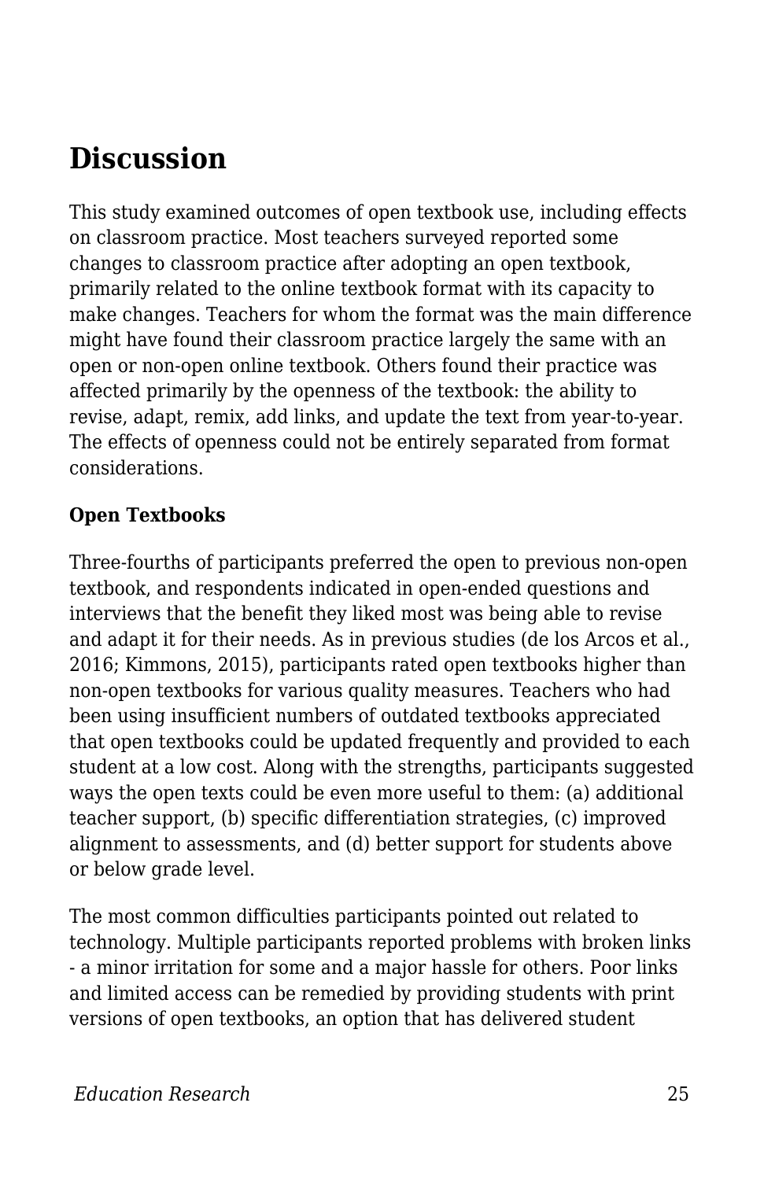## Discussion

This study examined outcomes of open textbook use, including effects on classroom practice. Most teachers surveyed reported some changes to classroom practice after adopting an open textbook, primarily related to the online textbook format with its capacity to make changes. Teachers for whom the format was the main difference might have found their classroom practice largely the same with an open or non-open online textbook. Others found their practice was affected primarily by the openness of the textbook: the ability to revise, adapt, remix, add links, and update the text from year-to-year. The effects of openness could not be entirely separated from format considerations.

**Open Textbooks**

Three-fourths of participants preferred the open to previous non-open textbook, and respondents indicated in open-ended questions and interviews that the benefit they liked most was being able to revise and adapt it for their needs. As in previous studies (de los Arcos et al., 2016; Kimmons, 2015), participants rated open textbooks higher than non-open textbooks for various quality measures. Teachers who had been using insufficient numbers of outdated textbooks appreciated that open textbooks could be updated frequently and provided to each student at a low cost. Along with the strengths, participants suggested ways the open texts could be even more useful to them: (a) additional teacher support, (b) specific differentiation strategies, (c) improved alignment to assessments, and (d) better support for students above or below grade level.

The most common difficulties participants pointed out related to technology. Multiple participants reported problems with broken links - a minor irritation for some and a major hassle for others. Poor links and limited access can be remedied by providing students with print versions of open textbooks, an option that has delivered student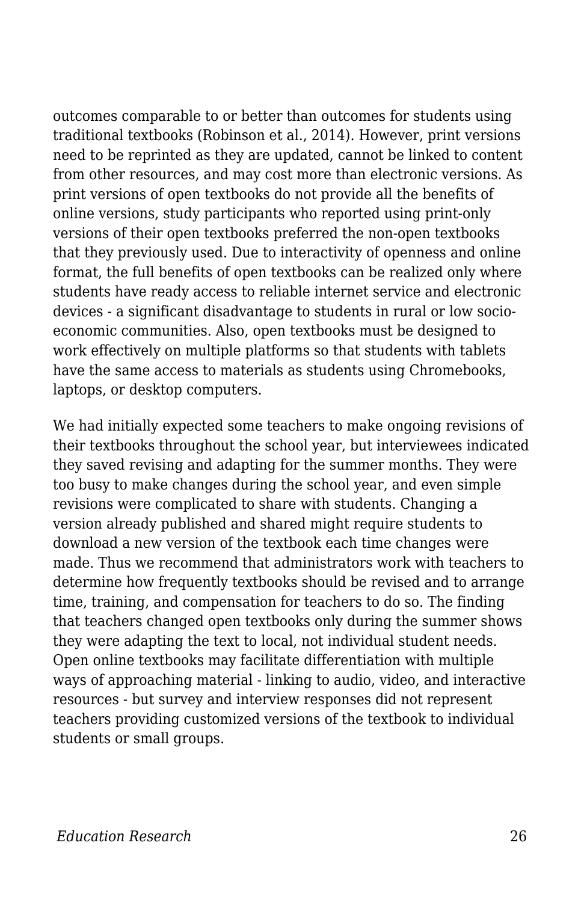outcomes comparable to or better than outcomes for students using traditional textbooks (Robinson et al., 2014). However, print versions need to be reprinted as they are updated, cannot be linked to content from other resources, and may cost more than electronic versions. As print versions of open textbooks do not provide all the benefits of online versions, study participants who reported using print-only versions of their open textbooks preferred the non-open textbooks that they previously used. Due to interactivity of openness and online format, the full benefits of open textbooks can be realized only where students have ready access to reliable internet service and electronic devices - a significant disadvantage to students in rural or low socio-economic communities. Also, open textbooks must be designed to work effectively on multiple platforms so that students with tablets have the same access to materials as students using Chromebooks, laptops, or desktop computers.

We had initially expected some teachers to make ongoing revisions of their textbooks throughout the school year, but interviewees indicated they saved revising and adapting for the summer months. They were too busy to make changes during the school year, and even simple revisions were complicated to share with students. Changing a version already published and shared might require students to download a new version of the textbook each time changes were made. Thus we recommend that administrators work with teachers to determine how frequently textbooks should be revised and to arrange time, training, and compensation for teachers to do so. The finding that teachers changed open textbooks only during the summer shows they were adapting the text to local, not individual student needs. Open online textbooks may facilitate differentiation with multiple ways of approaching material - linking to audio, video, and interactive resources - but survey and interview responses did not represent teachers providing customized versions of the textbook to individual students or small groups.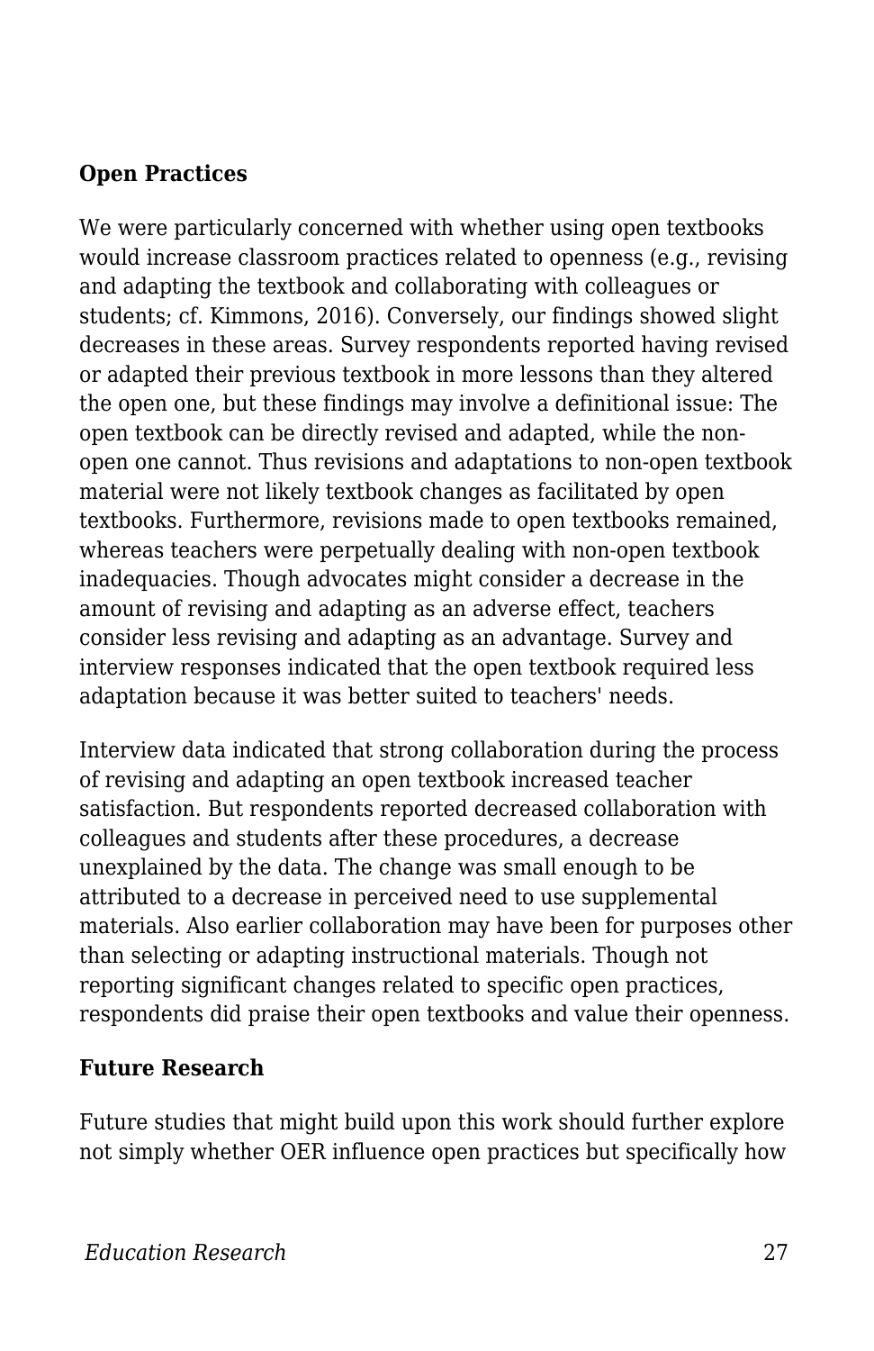**Open Practices**

We were particularly concerned with whether using open textbooks would increase classroom practices related to openness (e.g., revising and adapting the textbook and collaborating with colleagues or students; cf. Kimmons, 2016). Conversely, our findings showed slight decreases in these areas. Survey respondents reported having revised or adapted their previous textbook in more lessons than they altered the open one, but these findings may involve a definitional issue: The open textbook can be directly revised and adapted, while the non-open one cannot. Thus revisions and adaptations to non-open textbook material were not likely textbook changes as facilitated by open textbooks. Furthermore, revisions made to open textbooks remained, whereas teachers were perpetually dealing with non-open textbook inadequacies. Though advocates might consider a decrease in the amount of revising and adapting as an adverse effect, teachers consider less revising and adapting as an advantage. Survey and interview responses indicated that the open textbook required less adaptation because it was better suited to teachers' needs.

Interview data indicated that strong collaboration during the process of revising and adapting an open textbook increased teacher satisfaction. But respondents reported decreased collaboration with colleagues and students after these procedures, a decrease unexplained by the data. The change was small enough to be attributed to a decrease in perceived need to use supplemental materials. Also earlier collaboration may have been for purposes other than selecting or adapting instructional materials. Though not reporting significant changes related to specific open practices, respondents did praise their open textbooks and value their openness.

**Future Research**

Future studies that might build upon this work should further explore not simply whether OER influence open practices but specifically how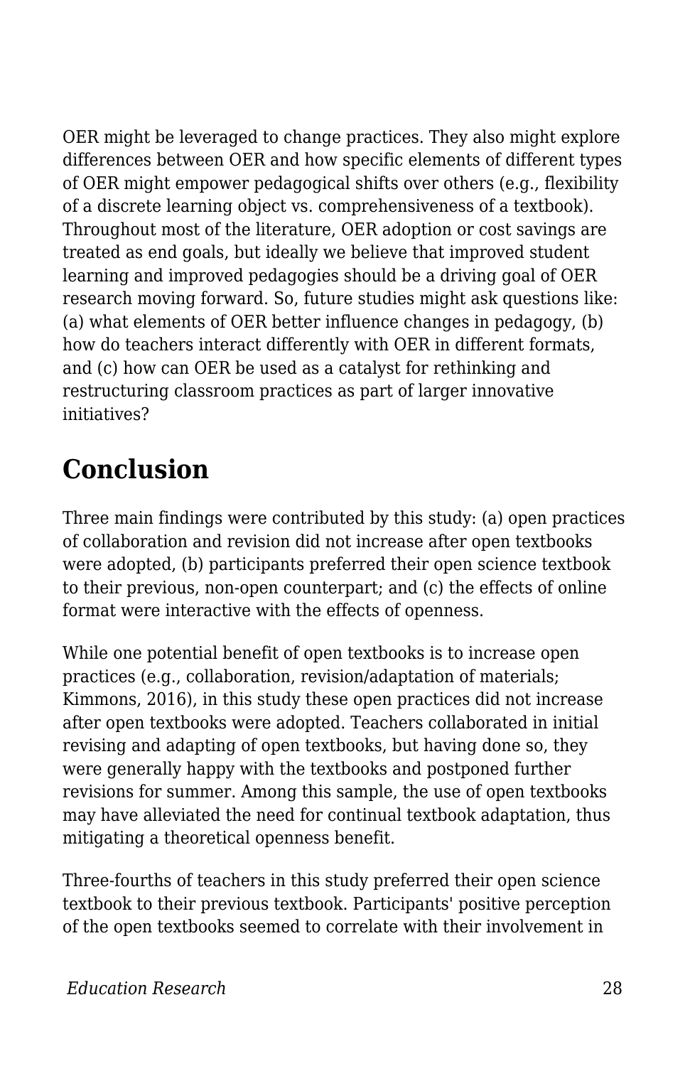OER might be leveraged to change practices. They also might explore differences between OER and how specific elements of different types of OER might empower pedagogical shifts over others (e.g., flexibility of a discrete learning object vs. comprehensiveness of a textbook). Throughout most of the literature, OER adoption or cost savings are treated as end goals, but ideally we believe that improved student learning and improved pedagogies should be a driving goal of OER research moving forward. So, future studies might ask questions like: (a) what elements of OER better influence changes in pedagogy, (b) how do teachers interact differently with OER in different formats, and (c) how can OER be used as a catalyst for rethinking and restructuring classroom practices as part of larger innovative initiatives?

## Conclusion

Three main findings were contributed by this study: (a) open practices of collaboration and revision did not increase after open textbooks were adopted, (b) participants preferred their open science textbook to their previous, non-open counterpart; and (c) the effects of online format were interactive with the effects of openness.

While one potential benefit of open textbooks is to increase open practices (e.g., collaboration, revision/adaptation of materials; Kimmons, 2016), in this study these open practices did not increase after open textbooks were adopted. Teachers collaborated in initial revising and adapting of open textbooks, but having done so, they were generally happy with the textbooks and postponed further revisions for summer. Among this sample, the use of open textbooks may have alleviated the need for continual textbook adaptation, thus mitigating a theoretical openness benefit.

Three-fourths of teachers in this study preferred their open science textbook to their previous textbook. Participants' positive perception of the open textbooks seemed to correlate with their involvement in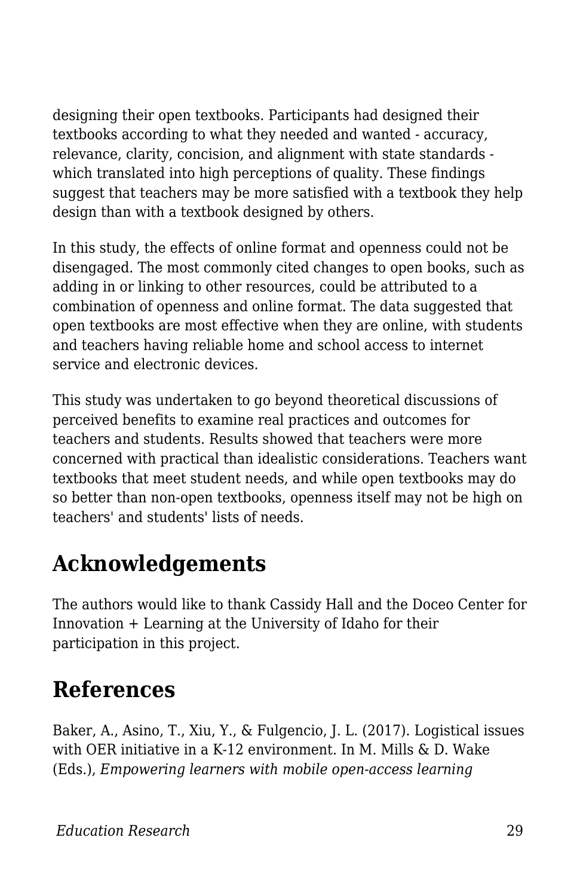designing their open textbooks. Participants had designed their textbooks according to what they needed and wanted - accuracy, relevance, clarity, concision, and alignment with state standards - which translated into high perceptions of quality. These findings suggest that teachers may be more satisfied with a textbook they help design than with a textbook designed by others.

In this study, the effects of online format and openness could not be disengaged. The most commonly cited changes to open books, such as adding in or linking to other resources, could be attributed to a combination of openness and online format. The data suggested that open textbooks are most effective when they are online, with students and teachers having reliable home and school access to internet service and electronic devices.

This study was undertaken to go beyond theoretical discussions of perceived benefits to examine real practices and outcomes for teachers and students. Results showed that teachers were more concerned with practical than idealistic considerations. Teachers want textbooks that meet student needs, and while open textbooks may do so better than non-open textbooks, openness itself may not be high on teachers' and students' lists of needs.

## Acknowledgements

The authors would like to thank Cassidy Hall and the Doceo Center for Innovation + Learning at the University of Idaho for their participation in this project.

## References

Baker, A., Asino, T., Xiu, Y., & Fulgencio, J. L. (2017). Logistical issues with OER initiative in a K-12 environment. In M. Mills & D. Wake (Eds.), *Empowering learners with mobile open-access learning*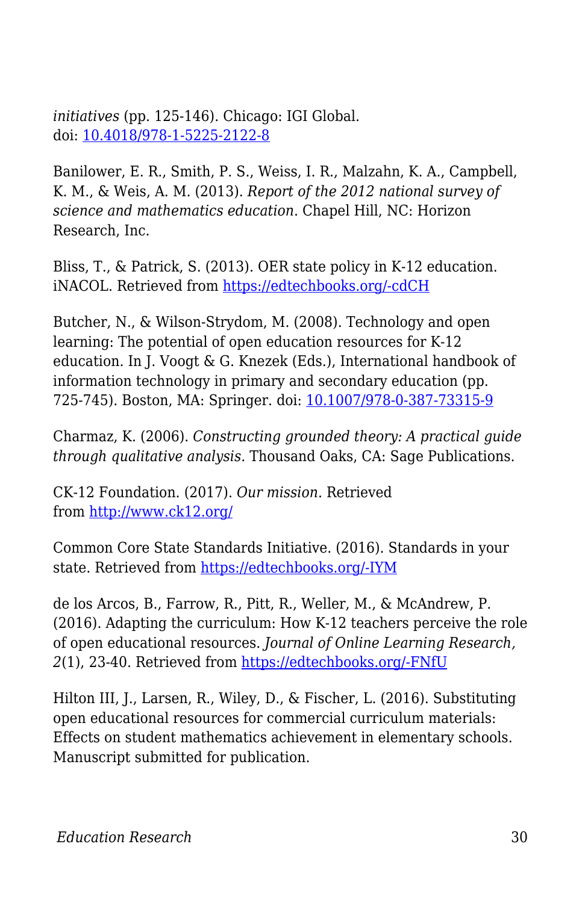*initiatives* (pp. 125-146). Chicago: IGI Global. doi: [10.4018/978-1-5225-2122-8](10.4018/978-1-5225-2122-8)

Banilower, E. R., Smith, P. S., Weiss, I. R., Malzahn, K. A., Campbell, K. M., & Weis, A. M. (2013). *Report of the 2012 national survey of science and mathematics education*. Chapel Hill, NC: Horizon Research, Inc.

Bliss, T., & Patrick, S. (2013). OER state policy in K-12 education. iNACOL. Retrieved from [https://edtechbooks.org/-cdCH](https://edtechbooks.org/-cdCH)

Butcher, N., & Wilson-Strydom, M. (2008). Technology and open learning: The potential of open education resources for K-12 education. In J. Voogt & G. Knezek (Eds.), International handbook of information technology in primary and secondary education (pp. 725-745). Boston, MA: Springer. doi: [10.1007/978-0-387-73315-9](10.1007/978-0-387-73315-9)

Charmaz, K. (2006). *Constructing grounded theory: A practical guide through qualitative analysis.* Thousand Oaks, CA: Sage Publications.

CK-12 Foundation. (2017). *Our mission*. Retrieved from [http://www.ck12.org/](http://www.ck12.org/)

Common Core State Standards Initiative. (2016). Standards in your state. Retrieved from [https://edtechbooks.org/-IYM](https://edtechbooks.org/-IYM)

de los Arcos, B., Farrow, R., Pitt, R., Weller, M., & McAndrew, P. (2016). Adapting the curriculum: How K-12 teachers perceive the role of open educational resources. *Journal of Online Learning Research, 2*(1), 23-40. Retrieved from [https://edtechbooks.org/-FNfU](https://edtechbooks.org/-FNfU)

Hilton III, J., Larsen, R., Wiley, D., & Fischer, L. (2016). Substituting open educational resources for commercial curriculum materials: Effects on student mathematics achievement in elementary schools. Manuscript submitted for publication.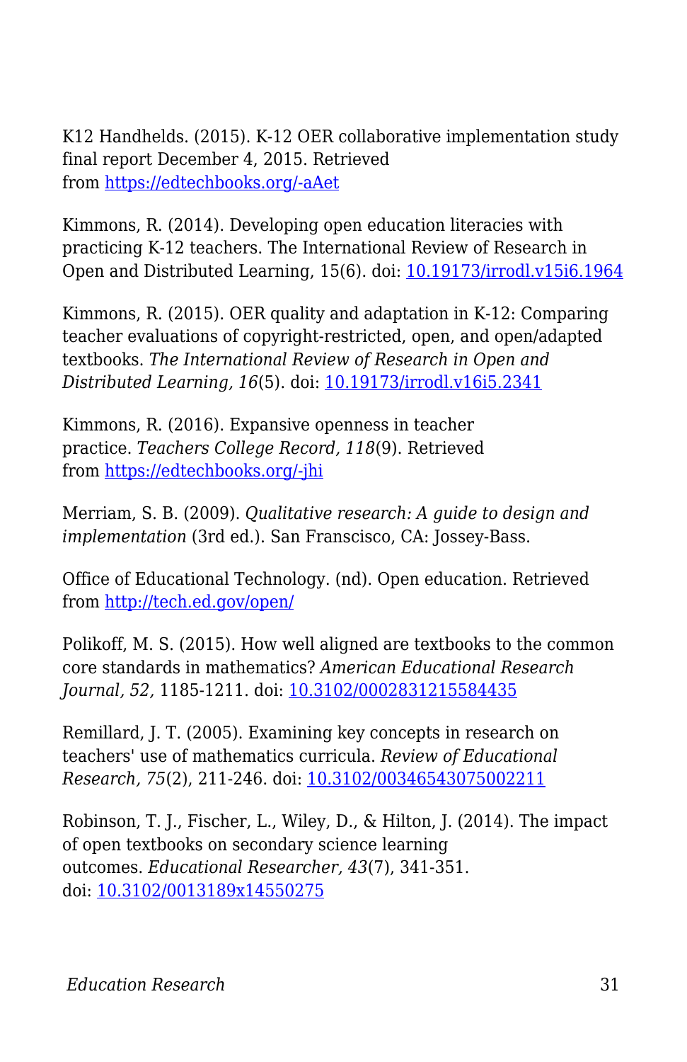K12 Handhelds. (2015). K-12 OER collaborative implementation study final report December 4, 2015. Retrieved from [https://edtechbooks.org/-aAet](https://edtechbooks.org/-aAet)

Kimmons, R. (2014). Developing open education literacies with practicing K-12 teachers. The International Review of Research in Open and Distributed Learning, 15(6). doi: [10.19173/irrodl.v15i6.1964](10.19173/irrodl.v15i6.1964)

Kimmons, R. (2015). OER quality and adaptation in K-12: Comparing teacher evaluations of copyright-restricted, open, and open/adapted textbooks. *The International Review of Research in Open and Distributed Learning, 16*(5). doi: [10.19173/irrodl.v16i5.2341](10.19173/irrodl.v16i5.2341)

Kimmons, R. (2016). Expansive openness in teacher practice. *Teachers College Record, 118*(9). Retrieved from [https://edtechbooks.org/-jhi](https://edtechbooks.org/-jhi)

Merriam, S. B. (2009). *Qualitative research: A guide to design and implementation* (3rd ed.). San Franscisco, CA: Jossey-Bass.

Office of Educational Technology. (nd). Open education. Retrieved from [http://tech.ed.gov/open/](http://tech.ed.gov/open/)

Polikoff, M. S. (2015). How well aligned are textbooks to the common core standards in mathematics? *American Educational Research Journal, 52,* 1185-1211. doi: [10.3102/0002831215584435](10.3102/0002831215584435)

Remillard, J. T. (2005). Examining key concepts in research on teachers' use of mathematics curricula. *Review of Educational Research, 75*(2), 211-246. doi: [10.3102/00346543075002211](10.3102/00346543075002211)

Robinson, T. J., Fischer, L., Wiley, D., & Hilton, J. (2014). The impact of open textbooks on secondary science learning outcomes. *Educational Researcher, 43*(7), 341-351. doi: [10.3102/0013189x14550275](10.3102/0013189x14550275)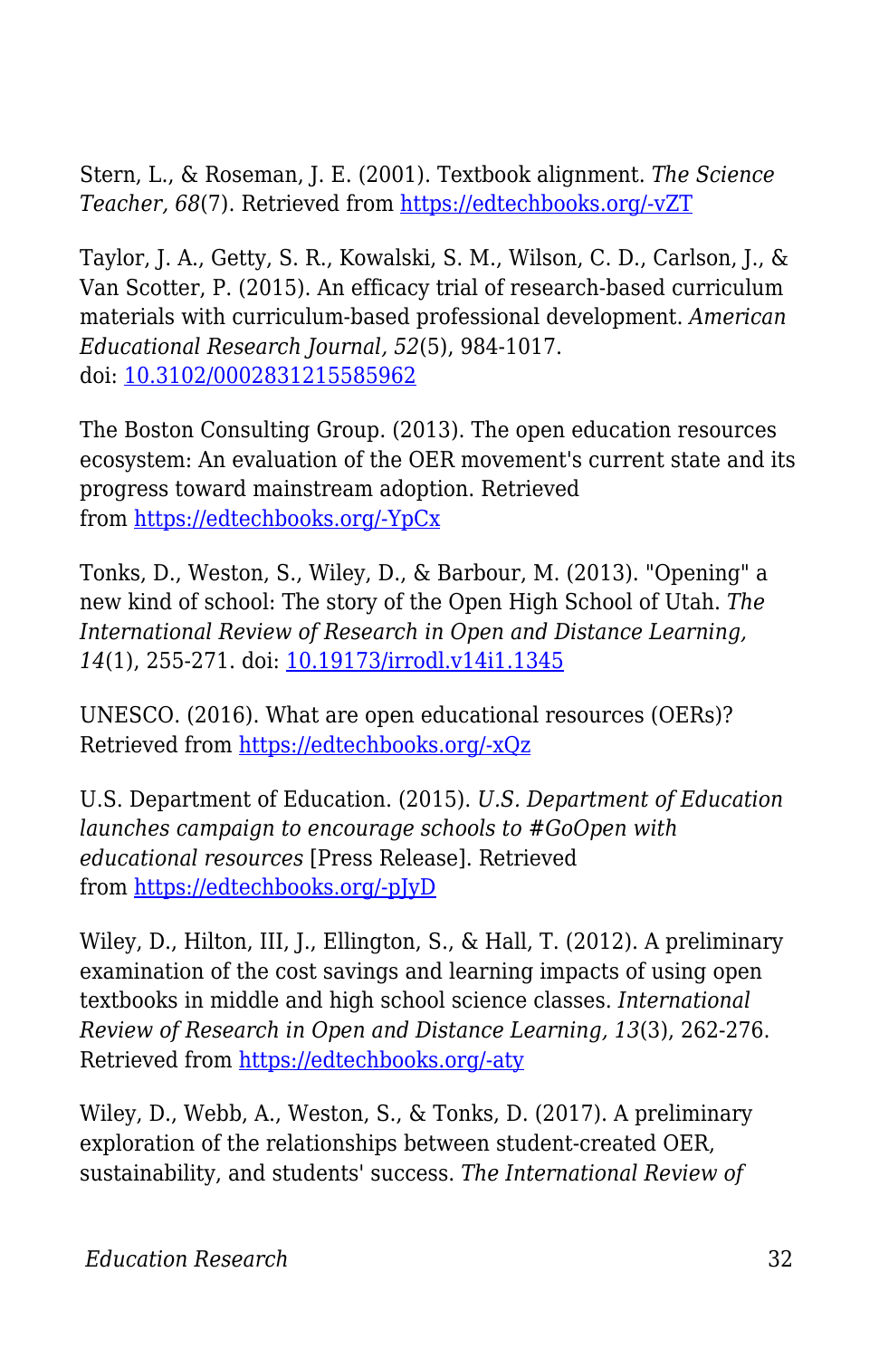Stern, L., & Roseman, J. E. (2001). Textbook alignment. *The Science Teacher, 68*(7). Retrieved from [https://edtechbooks.org/-vZT](https://edtechbooks.org/-vZT)

Taylor, J. A., Getty, S. R., Kowalski, S. M., Wilson, C. D., Carlson, J., & Van Scotter, P. (2015). An efficacy trial of research-based curriculum materials with curriculum-based professional development. *American Educational Research Journal, 52*(5), 984-1017. doi: [10.3102/0002831215585962](https://doi.org/10.3102/0002831215585962)

The Boston Consulting Group. (2013). The open education resources ecosystem: An evaluation of the OER movement's current state and its progress toward mainstream adoption. Retrieved from [https://edtechbooks.org/-YpCx](https://edtechbooks.org/-YpCx)

Tonks, D., Weston, S., Wiley, D., & Barbour, M. (2013). "Opening" a new kind of school: The story of the Open High School of Utah. *The International Review of Research in Open and Distance Learning, 14*(1), 255-271. doi: [10.19173/irrodl.v14i1.1345](https://doi.org/10.19173/irrodl.v14i1.1345)

UNESCO. (2016). What are open educational resources (OERs)? Retrieved from [https://edtechbooks.org/-xQz](https://edtechbooks.org/-xQz)

U.S. Department of Education. (2015). *U.S. Department of Education launches campaign to encourage schools to #GoOpen with educational resources* [Press Release]. Retrieved from [https://edtechbooks.org/-pJyD](https://edtechbooks.org/-pJyD)

Wiley, D., Hilton, III, J., Ellington, S., & Hall, T. (2012). A preliminary examination of the cost savings and learning impacts of using open textbooks in middle and high school science classes. *International Review of Research in Open and Distance Learning, 13*(3), 262-276. Retrieved from [https://edtechbooks.org/-aty](https://edtechbooks.org/-aty)

Wiley, D., Webb, A., Weston, S., & Tonks, D. (2017). A preliminary exploration of the relationships between student-created OER, sustainability, and students' success. *The International Review of*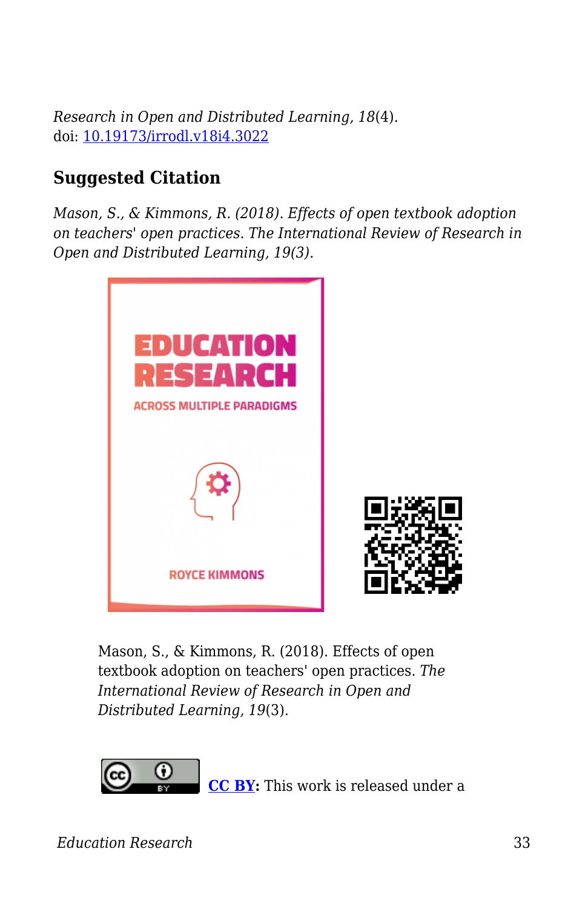*Research in Open and Distributed Learning, 18*(4). doi: [10.19173/irrodl.v18i4.3022](https://doi.org/10.19173/irrodl.v18i4.3022)

### Suggested Citation

*Mason, S., & Kimmons, R. (2018). Effects of open textbook adoption on teachers' open practices. The International Review of Research in Open and Distributed Learning, 19(3).*

Mason, S., & Kimmons, R. (2018). Effects of open textbook adoption on teachers' open practices. *The International Review of Research in Open and Distributed Learning, 19*(3).

**CC BY:** This work is released under a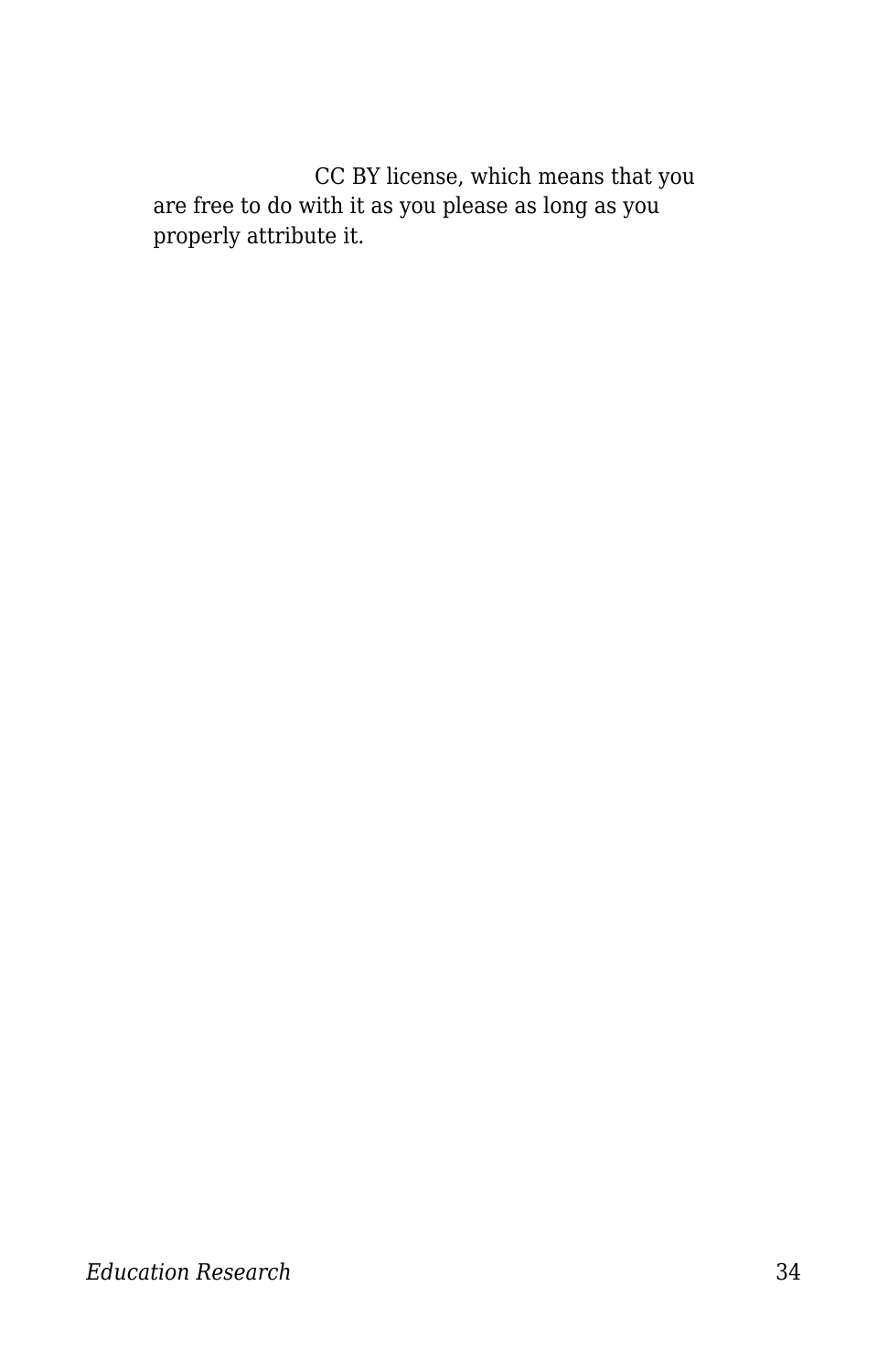CC BY license, which means that you are free to do with it as you please as long as you properly attribute it.